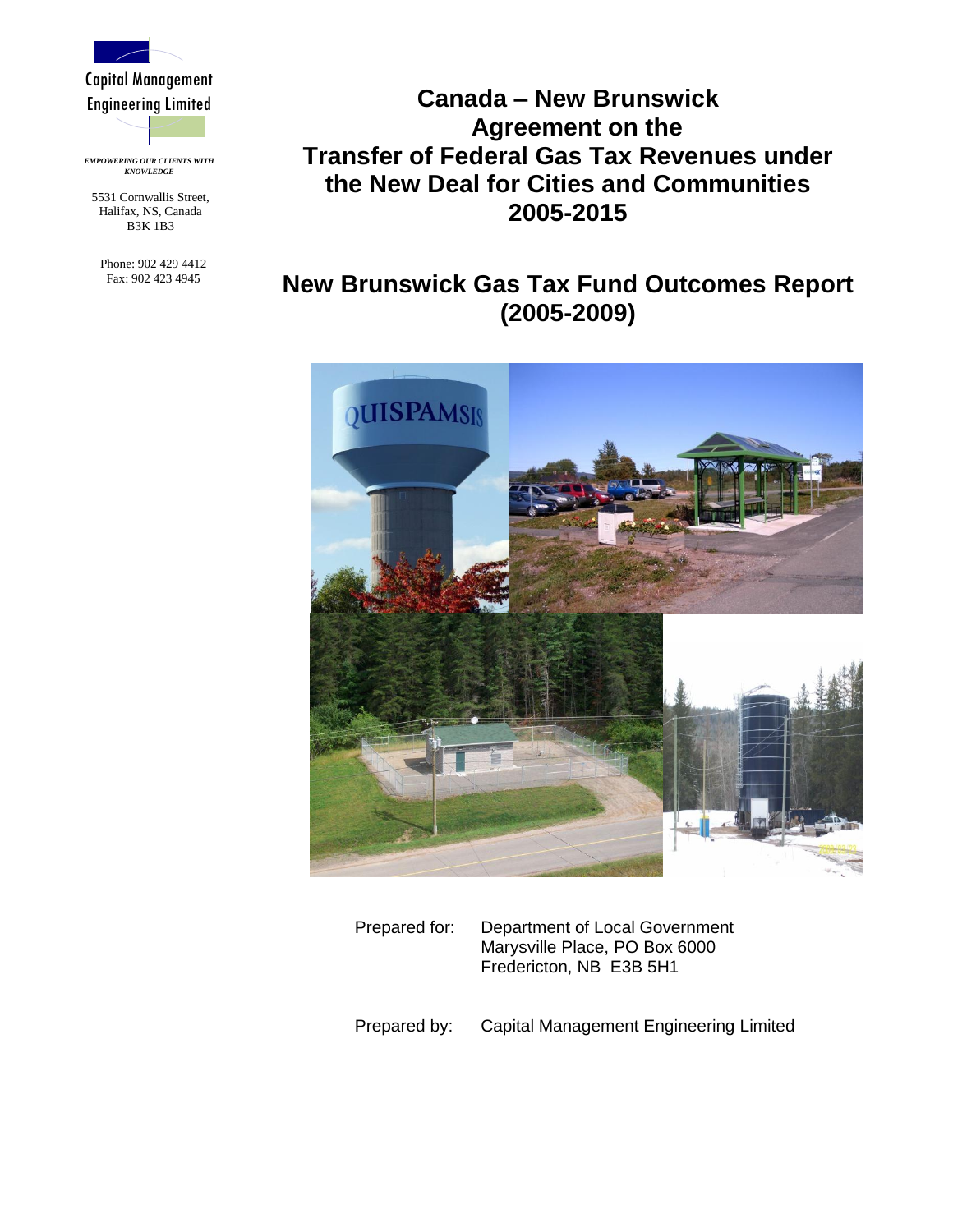Capital Management Engineering Limited

*EMPOWERING OUR CLIENTS WITH KNOWLEDGE*

5531 Cornwallis Street,
Halifax, NS, Canada
B3K 1B3

Phone: 902 429 4412
Fax: 902 423 4945

# Canada – New Brunswick Agreement on the Transfer of Federal Gas Tax Revenues under the New Deal for Cities and Communities 2005-2015

## New Brunswick Gas Tax Fund Outcomes Report (2005-2009)

Prepared for: Department of Local Government
Marysville Place, PO Box 6000
Fredericton, NB E3B 5H1

Prepared by: Capital Management Engineering Limited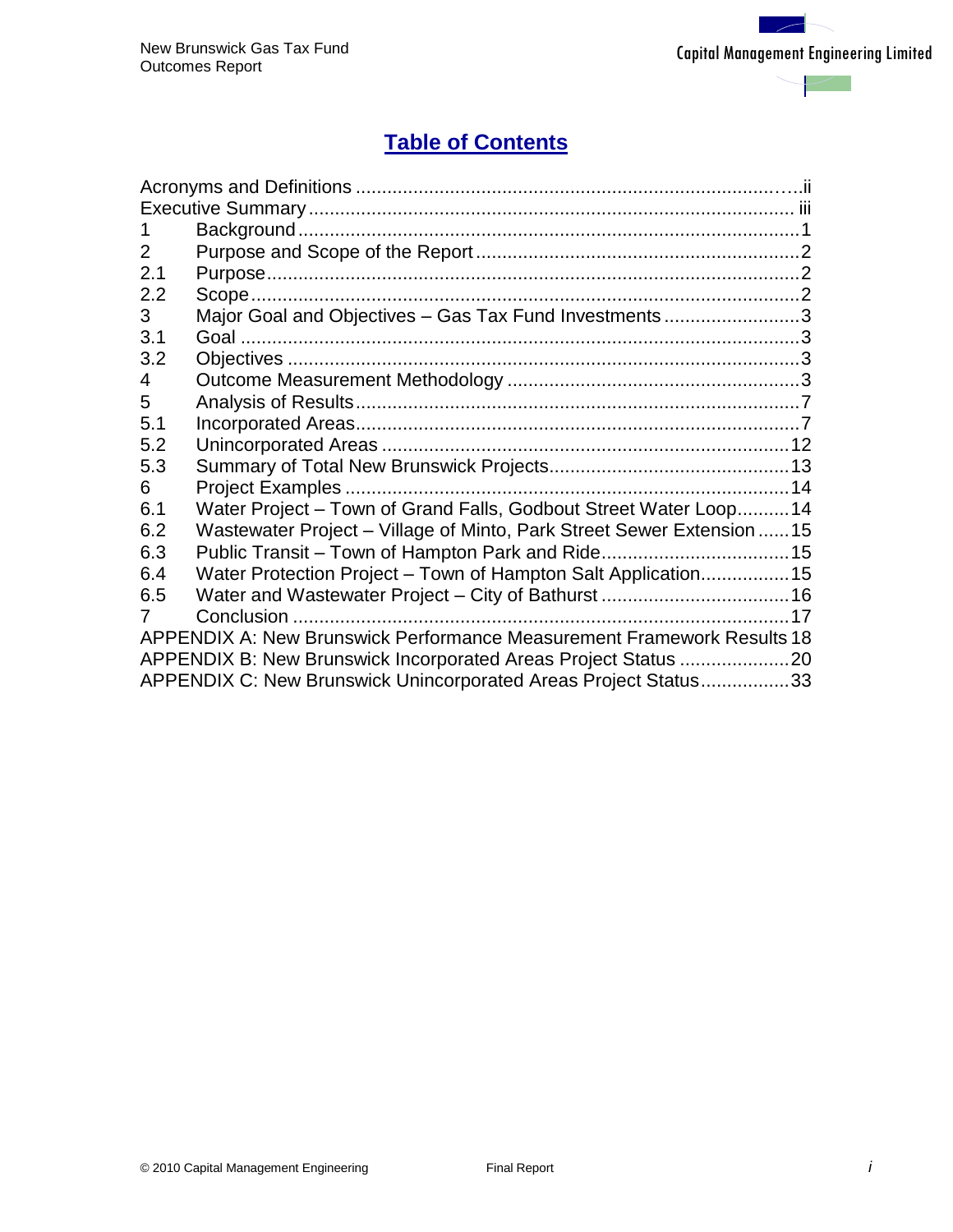# Table of Contents

| | | |
|---|---|---|
| Acronyms and Definitions | | ii |
| Executive Summary | | iii |
| 1 | Background | 1 |
| 2 | Purpose and Scope of the Report | 2 |
| 2.1 | Purpose | 2 |
| 2.2 | Scope | 2 |
| 3 | Major Goal and Objectives – Gas Tax Fund Investments | 3 |
| 3.1 | Goal | 3 |
| 3.2 | Objectives | 3 |
| 4 | Outcome Measurement Methodology | 3 |
| 5 | Analysis of Results | 7 |
| 5.1 | Incorporated Areas | 7 |
| 5.2 | Unincorporated Areas | 12 |
| 5.3 | Summary of Total New Brunswick Projects | 13 |
| 6 | Project Examples | 14 |
| 6.1 | Water Project – Town of Grand Falls, Godbout Street Water Loop | 14 |
| 6.2 | Wastewater Project – Village of Minto, Park Street Sewer Extension | 15 |
| 6.3 | Public Transit – Town of Hampton Park and Ride | 15 |
| 6.4 | Water Protection Project – Town of Hampton Salt Application | 15 |
| 6.5 | Water and Wastewater Project – City of Bathurst | 16 |
| 7 | Conclusion | 17 |
| APPENDIX A: New Brunswick Performance Measurement Framework Results | | 18 |
| APPENDIX B: New Brunswick Incorporated Areas Project Status | | 20 |
| APPENDIX C: New Brunswick Unincorporated Areas Project Status | | 33 |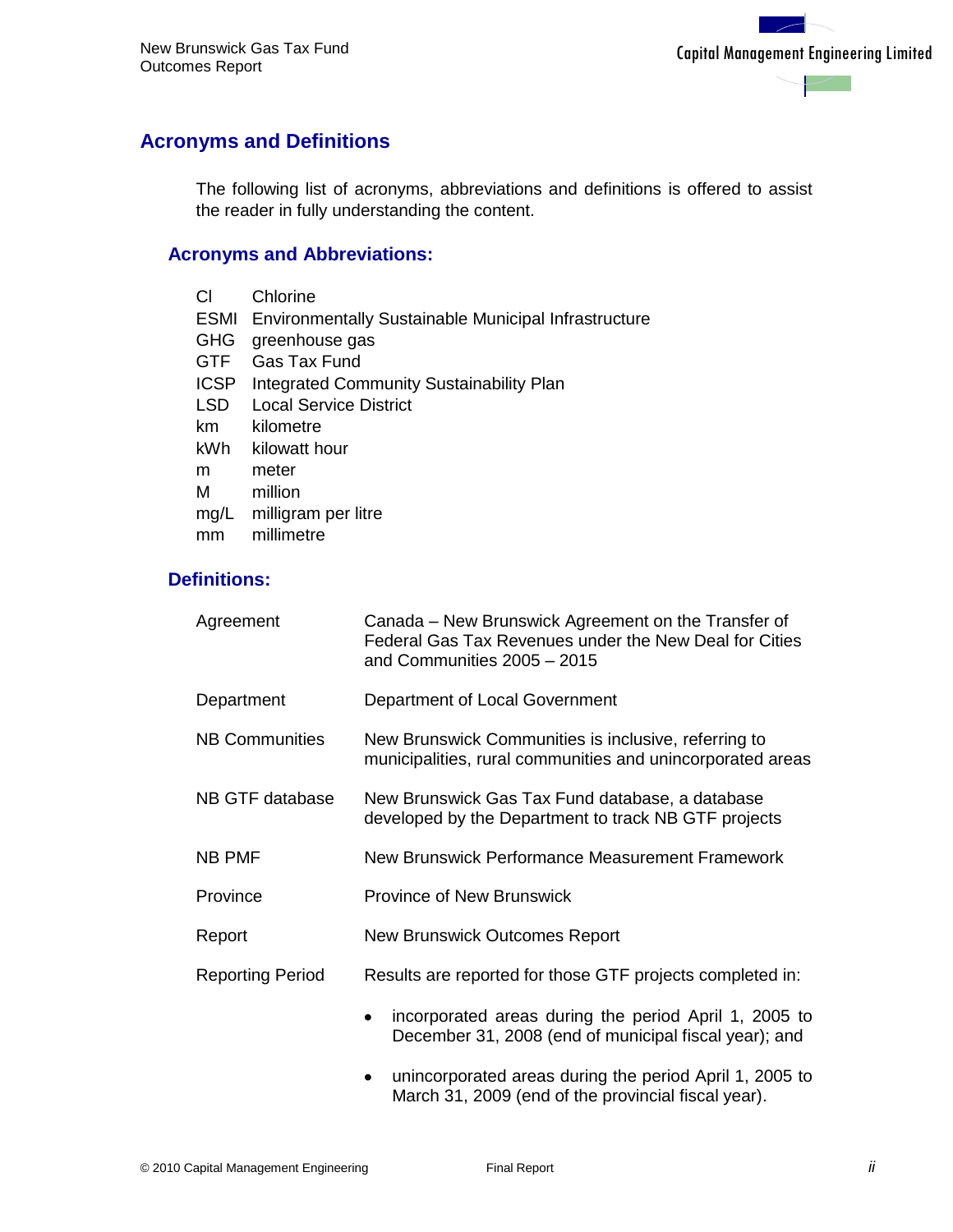## Acronyms and Definitions

The following list of acronyms, abbreviations and definitions is offered to assist the reader in fully understanding the content.

### Acronyms and Abbreviations:

| | |
|---|---|
| Cl | Chlorine |
| ESMI | Environmentally Sustainable Municipal Infrastructure |
| GHG | greenhouse gas |
| GTF | Gas Tax Fund |
| ICSP | Integrated Community Sustainability Plan |
| LSD | Local Service District |
| km | kilometre |
| kWh | kilowatt hour |
| m | meter |
| M | million |
| mg/L | milligram per litre |
| mm | millimetre |

### Definitions:

| | |
|---|---|
| Agreement | Canada – New Brunswick Agreement on the Transfer of Federal Gas Tax Revenues under the New Deal for Cities and Communities 2005 – 2015 |
| Department | Department of Local Government |
| NB Communities | New Brunswick Communities is inclusive, referring to municipalities, rural communities and unincorporated areas |
| NB GTF database | New Brunswick Gas Tax Fund database, a database developed by the Department to track NB GTF projects |
| NB PMF | New Brunswick Performance Measurement Framework |
| Province | Province of New Brunswick |
| Report | New Brunswick Outcomes Report |
| Reporting Period | Results are reported for those GTF projects completed in: • incorporated areas during the period April 1, 2005 to December 31, 2008 (end of municipal fiscal year); and • unincorporated areas during the period April 1, 2005 to March 31, 2009 (end of the provincial fiscal year). |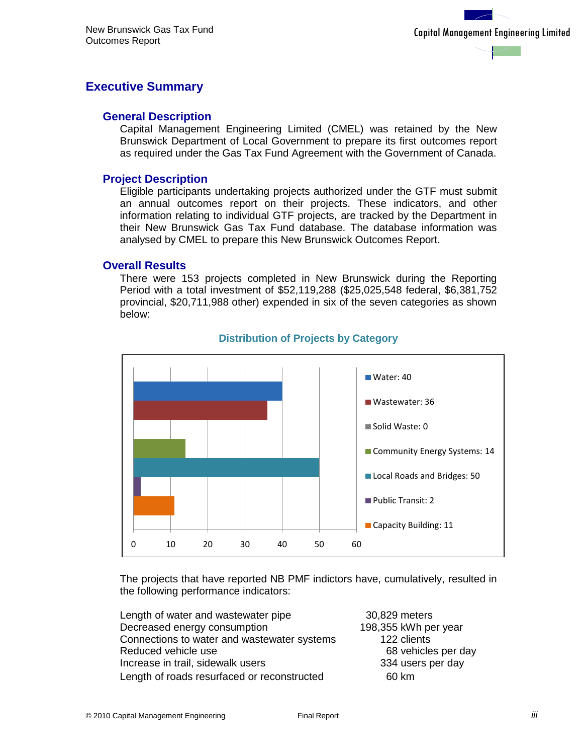# Executive Summary

## General Description

Capital Management Engineering Limited (CMEL) was retained by the New Brunswick Department of Local Government to prepare its first outcomes report as required under the Gas Tax Fund Agreement with the Government of Canada.

## Project Description

Eligible participants undertaking projects authorized under the GTF must submit an annual outcomes report on their projects. These indicators, and other information relating to individual GTF projects, are tracked by the Department in their New Brunswick Gas Tax Fund database. The database information was analysed by CMEL to prepare this New Brunswick Outcomes Report.

## Overall Results

There were 153 projects completed in New Brunswick during the Reporting Period with a total investment of $52,119,288 ($25,025,548 federal, $6,381,752 provincial, $20,711,988 other) expended in six of the seven categories as shown below:

**Distribution of Projects by Category**

| Category | Projects |
|---|---|
| Water | 40 |
| Wastewater | 36 |
| Solid Waste | 0 |
| Community Energy Systems | 14 |
| Local Roads and Bridges | 50 |
| Public Transit | 2 |
| Capacity Building | 11 |

The projects that have reported NB PMF indictors have, cumulatively, resulted in the following performance indicators:

| | |
|---|---|
| Length of water and wastewater pipe | 30,829 meters |
| Decreased energy consumption | 198,355 kWh per year |
| Connections to water and wastewater systems | 122 clients |
| Reduced vehicle use | 68 vehicles per day |
| Increase in trail, sidewalk users | 334 users per day |
| Length of roads resurfaced or reconstructed | 60 km |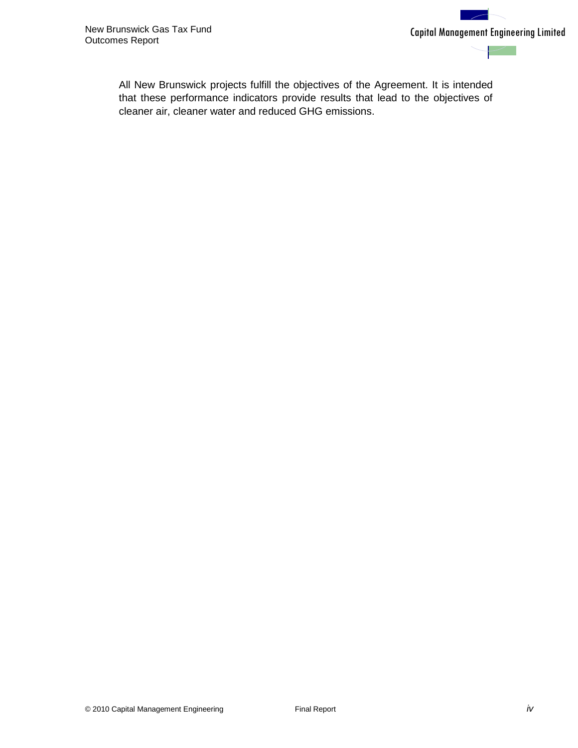All New Brunswick projects fulfill the objectives of the Agreement. It is intended that these performance indicators provide results that lead to the objectives of cleaner air, cleaner water and reduced GHG emissions.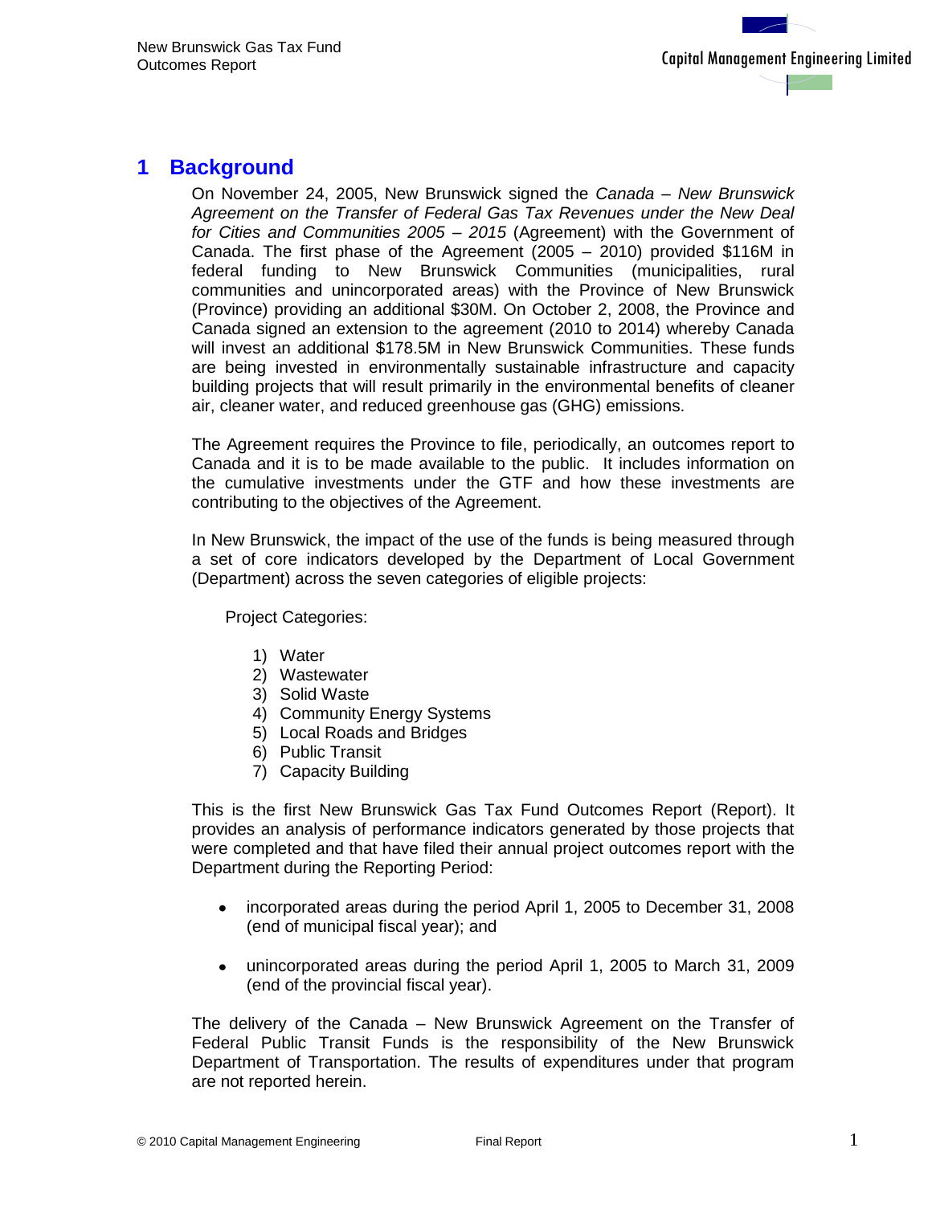# 1 Background

On November 24, 2005, New Brunswick signed the *Canada – New Brunswick Agreement on the Transfer of Federal Gas Tax Revenues under the New Deal for Cities and Communities 2005 – 2015* (Agreement) with the Government of Canada. The first phase of the Agreement (2005 – 2010) provided $116M in federal funding to New Brunswick Communities (municipalities, rural communities and unincorporated areas) with the Province of New Brunswick (Province) providing an additional $30M. On October 2, 2008, the Province and Canada signed an extension to the agreement (2010 to 2014) whereby Canada will invest an additional $178.5M in New Brunswick Communities. These funds are being invested in environmentally sustainable infrastructure and capacity building projects that will result primarily in the environmental benefits of cleaner air, cleaner water, and reduced greenhouse gas (GHG) emissions.

The Agreement requires the Province to file, periodically, an outcomes report to Canada and it is to be made available to the public. It includes information on the cumulative investments under the GTF and how these investments are contributing to the objectives of the Agreement.

In New Brunswick, the impact of the use of the funds is being measured through a set of core indicators developed by the Department of Local Government (Department) across the seven categories of eligible projects:

Project Categories:

1) Water
2) Wastewater
3) Solid Waste
4) Community Energy Systems
5) Local Roads and Bridges
6) Public Transit
7) Capacity Building

This is the first New Brunswick Gas Tax Fund Outcomes Report (Report). It provides an analysis of performance indicators generated by those projects that were completed and that have filed their annual project outcomes report with the Department during the Reporting Period:

- incorporated areas during the period April 1, 2005 to December 31, 2008 (end of municipal fiscal year); and
- unincorporated areas during the period April 1, 2005 to March 31, 2009 (end of the provincial fiscal year).

The delivery of the Canada – New Brunswick Agreement on the Transfer of Federal Public Transit Funds is the responsibility of the New Brunswick Department of Transportation. The results of expenditures under that program are not reported herein.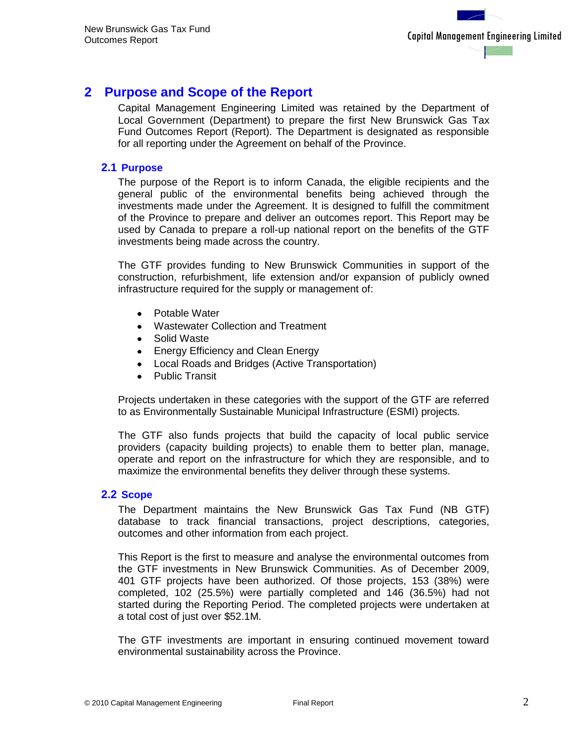# 2 Purpose and Scope of the Report

Capital Management Engineering Limited was retained by the Department of Local Government (Department) to prepare the first New Brunswick Gas Tax Fund Outcomes Report (Report). The Department is designated as responsible for all reporting under the Agreement on behalf of the Province.

## 2.1 Purpose

The purpose of the Report is to inform Canada, the eligible recipients and the general public of the environmental benefits being achieved through the investments made under the Agreement. It is designed to fulfill the commitment of the Province to prepare and deliver an outcomes report. This Report may be used by Canada to prepare a roll-up national report on the benefits of the GTF investments being made across the country.

The GTF provides funding to New Brunswick Communities in support of the construction, refurbishment, life extension and/or expansion of publicly owned infrastructure required for the supply or management of:

- Potable Water
- Wastewater Collection and Treatment
- Solid Waste
- Energy Efficiency and Clean Energy
- Local Roads and Bridges (Active Transportation)
- Public Transit

Projects undertaken in these categories with the support of the GTF are referred to as Environmentally Sustainable Municipal Infrastructure (ESMI) projects.

The GTF also funds projects that build the capacity of local public service providers (capacity building projects) to enable them to better plan, manage, operate and report on the infrastructure for which they are responsible, and to maximize the environmental benefits they deliver through these systems.

## 2.2 Scope

The Department maintains the New Brunswick Gas Tax Fund (NB GTF) database to track financial transactions, project descriptions, categories, outcomes and other information from each project.

This Report is the first to measure and analyse the environmental outcomes from the GTF investments in New Brunswick Communities. As of December 2009, 401 GTF projects have been authorized. Of those projects, 153 (38%) were completed, 102 (25.5%) were partially completed and 146 (36.5%) had not started during the Reporting Period. The completed projects were undertaken at a total cost of just over $52.1M.

The GTF investments are important in ensuring continued movement toward environmental sustainability across the Province.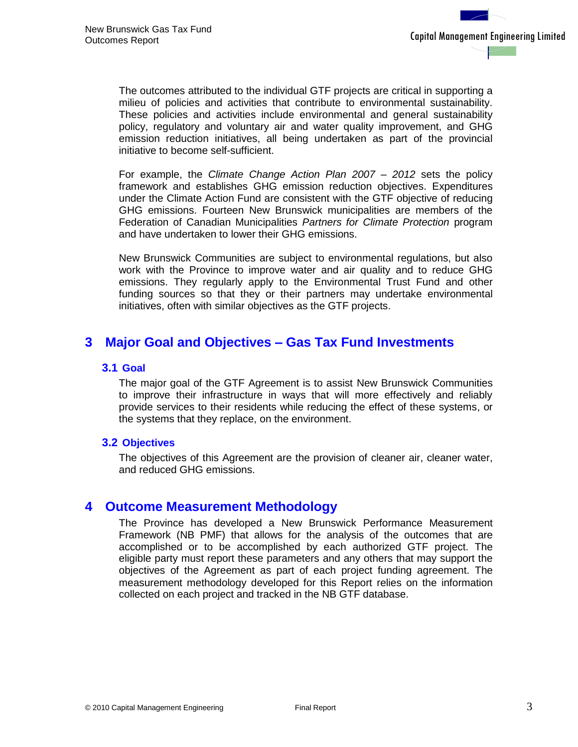The outcomes attributed to the individual GTF projects are critical in supporting a milieu of policies and activities that contribute to environmental sustainability. These policies and activities include environmental and general sustainability policy, regulatory and voluntary air and water quality improvement, and GHG emission reduction initiatives, all being undertaken as part of the provincial initiative to become self-sufficient.

For example, the *Climate Change Action Plan 2007 – 2012* sets the policy framework and establishes GHG emission reduction objectives. Expenditures under the Climate Action Fund are consistent with the GTF objective of reducing GHG emissions. Fourteen New Brunswick municipalities are members of the Federation of Canadian Municipalities *Partners for Climate Protection* program and have undertaken to lower their GHG emissions.

New Brunswick Communities are subject to environmental regulations, but also work with the Province to improve water and air quality and to reduce GHG emissions. They regularly apply to the Environmental Trust Fund and other funding sources so that they or their partners may undertake environmental initiatives, often with similar objectives as the GTF projects.

# 3 Major Goal and Objectives – Gas Tax Fund Investments

## 3.1 Goal

The major goal of the GTF Agreement is to assist New Brunswick Communities to improve their infrastructure in ways that will more effectively and reliably provide services to their residents while reducing the effect of these systems, or the systems that they replace, on the environment.

## 3.2 Objectives

The objectives of this Agreement are the provision of cleaner air, cleaner water, and reduced GHG emissions.

# 4 Outcome Measurement Methodology

The Province has developed a New Brunswick Performance Measurement Framework (NB PMF) that allows for the analysis of the outcomes that are accomplished or to be accomplished by each authorized GTF project. The eligible party must report these parameters and any others that may support the objectives of the Agreement as part of each project funding agreement. The measurement methodology developed for this Report relies on the information collected on each project and tracked in the NB GTF database.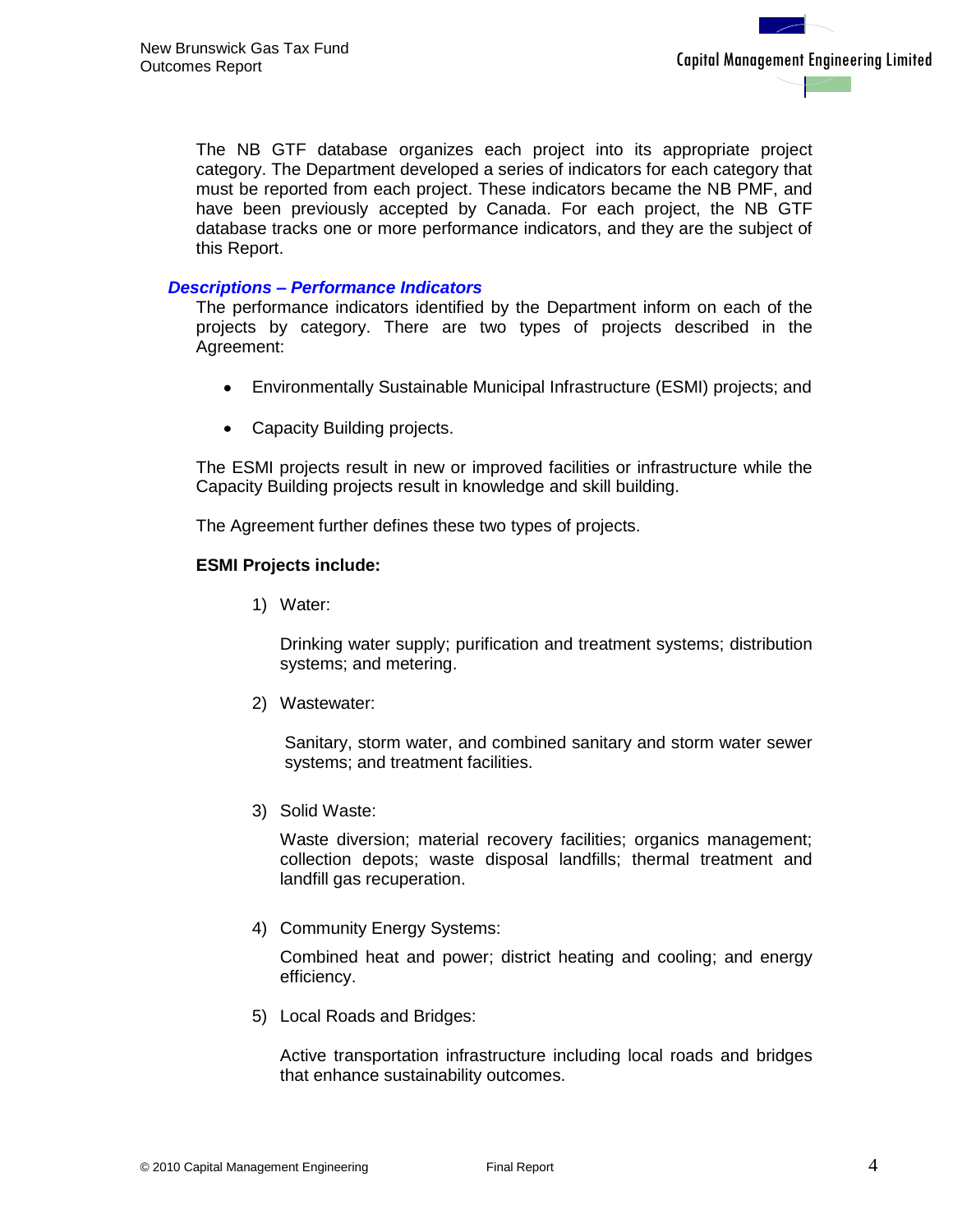The NB GTF database organizes each project into its appropriate project category. The Department developed a series of indicators for each category that must be reported from each project. These indicators became the NB PMF, and have been previously accepted by Canada. For each project, the NB GTF database tracks one or more performance indicators, and they are the subject of this Report.

### *Descriptions – Performance Indicators*

The performance indicators identified by the Department inform on each of the projects by category. There are two types of projects described in the Agreement:

- Environmentally Sustainable Municipal Infrastructure (ESMI) projects; and
- Capacity Building projects.

The ESMI projects result in new or improved facilities or infrastructure while the Capacity Building projects result in knowledge and skill building.

The Agreement further defines these two types of projects.

**ESMI Projects include:**

1) Water:

   Drinking water supply; purification and treatment systems; distribution systems; and metering.

2) Wastewater:

   Sanitary, storm water, and combined sanitary and storm water sewer systems; and treatment facilities.

3) Solid Waste:

   Waste diversion; material recovery facilities; organics management; collection depots; waste disposal landfills; thermal treatment and landfill gas recuperation.

4) Community Energy Systems:

   Combined heat and power; district heating and cooling; and energy efficiency.

5) Local Roads and Bridges:

   Active transportation infrastructure including local roads and bridges that enhance sustainability outcomes.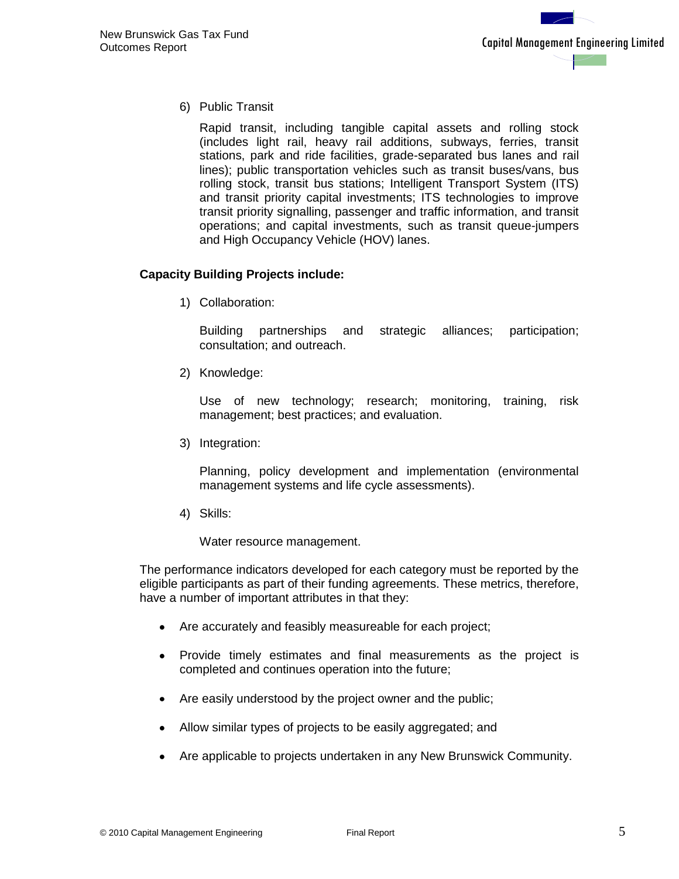6) Public Transit

   Rapid transit, including tangible capital assets and rolling stock (includes light rail, heavy rail additions, subways, ferries, transit stations, park and ride facilities, grade-separated bus lanes and rail lines); public transportation vehicles such as transit buses/vans, bus rolling stock, transit bus stations; Intelligent Transport System (ITS) and transit priority capital investments; ITS technologies to improve transit priority signalling, passenger and traffic information, and transit operations; and capital investments, such as transit queue-jumpers and High Occupancy Vehicle (HOV) lanes.

**Capacity Building Projects include:**

1) Collaboration:

   Building partnerships and strategic alliances; participation; consultation; and outreach.

2) Knowledge:

   Use of new technology; research; monitoring, training, risk management; best practices; and evaluation.

3) Integration:

   Planning, policy development and implementation (environmental management systems and life cycle assessments).

4) Skills:

   Water resource management.

The performance indicators developed for each category must be reported by the eligible participants as part of their funding agreements. These metrics, therefore, have a number of important attributes in that they:

- Are accurately and feasibly measureable for each project;
- Provide timely estimates and final measurements as the project is completed and continues operation into the future;
- Are easily understood by the project owner and the public;
- Allow similar types of projects to be easily aggregated; and
- Are applicable to projects undertaken in any New Brunswick Community.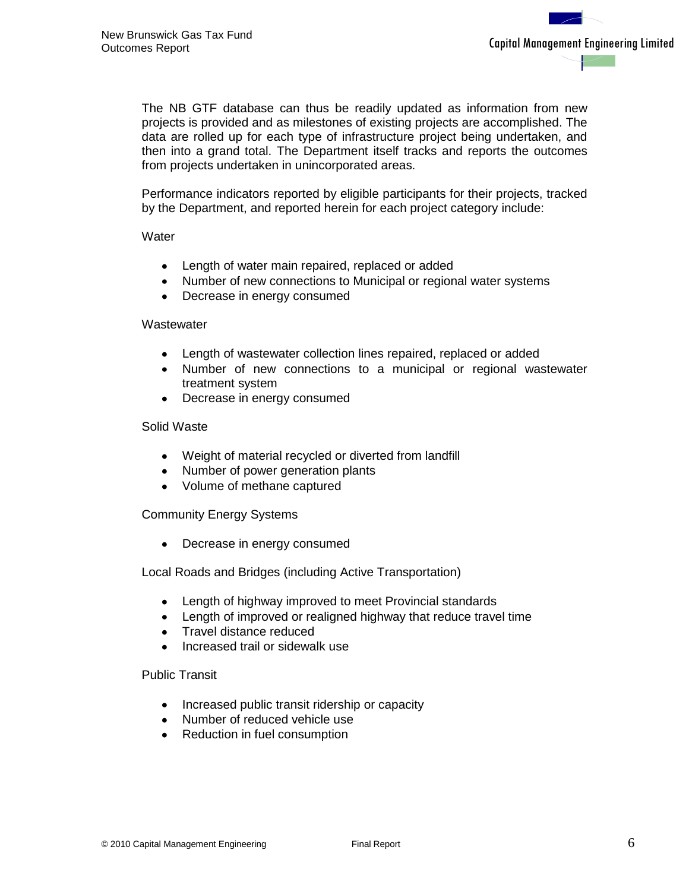The NB GTF database can thus be readily updated as information from new projects is provided and as milestones of existing projects are accomplished. The data are rolled up for each type of infrastructure project being undertaken, and then into a grand total. The Department itself tracks and reports the outcomes from projects undertaken in unincorporated areas.

Performance indicators reported by eligible participants for their projects, tracked by the Department, and reported herein for each project category include:

Water

- Length of water main repaired, replaced or added
- Number of new connections to Municipal or regional water systems
- Decrease in energy consumed

Wastewater

- Length of wastewater collection lines repaired, replaced or added
- Number of new connections to a municipal or regional wastewater treatment system
- Decrease in energy consumed

Solid Waste

- Weight of material recycled or diverted from landfill
- Number of power generation plants
- Volume of methane captured

Community Energy Systems

- Decrease in energy consumed

Local Roads and Bridges (including Active Transportation)

- Length of highway improved to meet Provincial standards
- Length of improved or realigned highway that reduce travel time
- Travel distance reduced
- Increased trail or sidewalk use

Public Transit

- Increased public transit ridership or capacity
- Number of reduced vehicle use
- Reduction in fuel consumption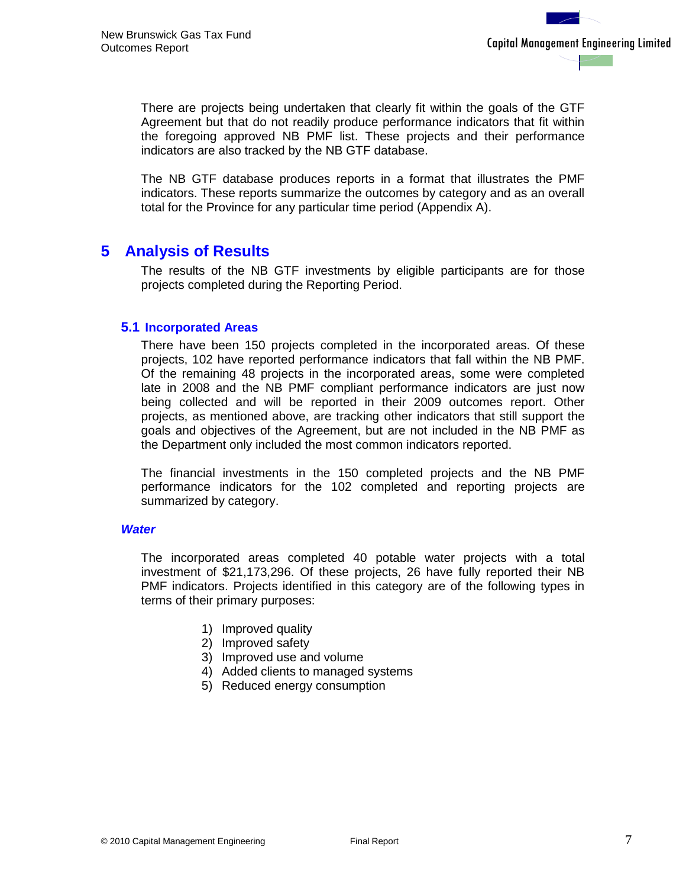There are projects being undertaken that clearly fit within the goals of the GTF Agreement but that do not readily produce performance indicators that fit within the foregoing approved NB PMF list. These projects and their performance indicators are also tracked by the NB GTF database.

The NB GTF database produces reports in a format that illustrates the PMF indicators. These reports summarize the outcomes by category and as an overall total for the Province for any particular time period (Appendix A).

# 5 Analysis of Results

The results of the NB GTF investments by eligible participants are for those projects completed during the Reporting Period.

## 5.1 Incorporated Areas

There have been 150 projects completed in the incorporated areas. Of these projects, 102 have reported performance indicators that fall within the NB PMF. Of the remaining 48 projects in the incorporated areas, some were completed late in 2008 and the NB PMF compliant performance indicators are just now being collected and will be reported in their 2009 outcomes report. Other projects, as mentioned above, are tracking other indicators that still support the goals and objectives of the Agreement, but are not included in the NB PMF as the Department only included the most common indicators reported.

The financial investments in the 150 completed projects and the NB PMF performance indicators for the 102 completed and reporting projects are summarized by category.

### *Water*

The incorporated areas completed 40 potable water projects with a total investment of $21,173,296. Of these projects, 26 have fully reported their NB PMF indicators. Projects identified in this category are of the following types in terms of their primary purposes:

1) Improved quality
2) Improved safety
3) Improved use and volume
4) Added clients to managed systems
5) Reduced energy consumption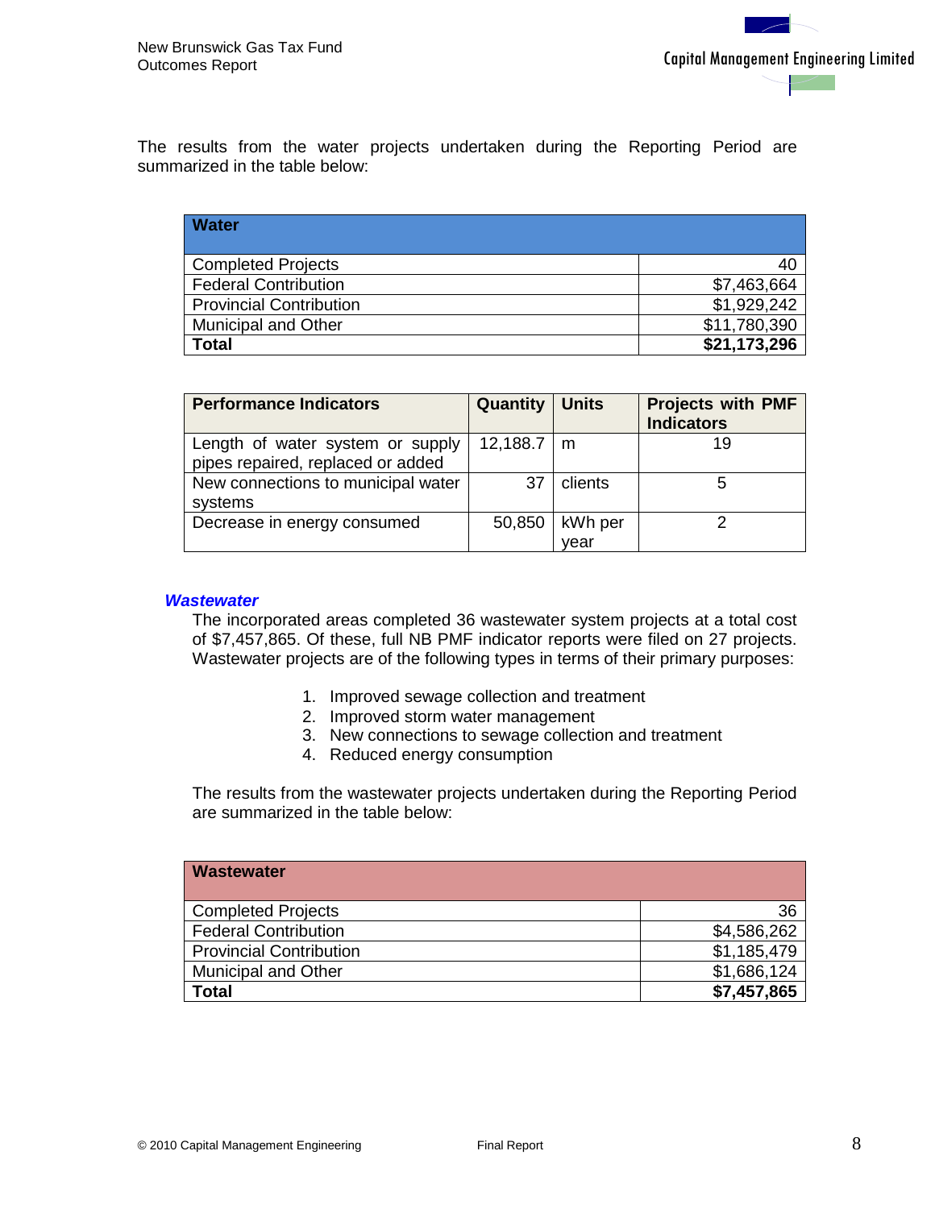The results from the water projects undertaken during the Reporting Period are summarized in the table below:

| **Water** | |
|---|---|
| Completed Projects | 40 |
| Federal Contribution | $7,463,664 |
| Provincial Contribution | $1,929,242 |
| Municipal and Other | $11,780,390 |
| **Total** | **$21,173,296** |

| **Performance Indicators** | **Quantity** | **Units** | **Projects with PMF Indicators** |
|---|---|---|---|
| Length of water system or supply pipes repaired, replaced or added | 12,188.7 | m | 19 |
| New connections to municipal water systems | 37 | clients | 5 |
| Decrease in energy consumed | 50,850 | kWh per year | 2 |

### *Wastewater*

The incorporated areas completed 36 wastewater system projects at a total cost of $7,457,865. Of these, full NB PMF indicator reports were filed on 27 projects. Wastewater projects are of the following types in terms of their primary purposes:

1. Improved sewage collection and treatment
2. Improved storm water management
3. New connections to sewage collection and treatment
4. Reduced energy consumption

The results from the wastewater projects undertaken during the Reporting Period are summarized in the table below:

| **Wastewater** | |
|---|---|
| Completed Projects | 36 |
| Federal Contribution | $4,586,262 |
| Provincial Contribution | $1,185,479 |
| Municipal and Other | $1,686,124 |
| **Total** | **$7,457,865** |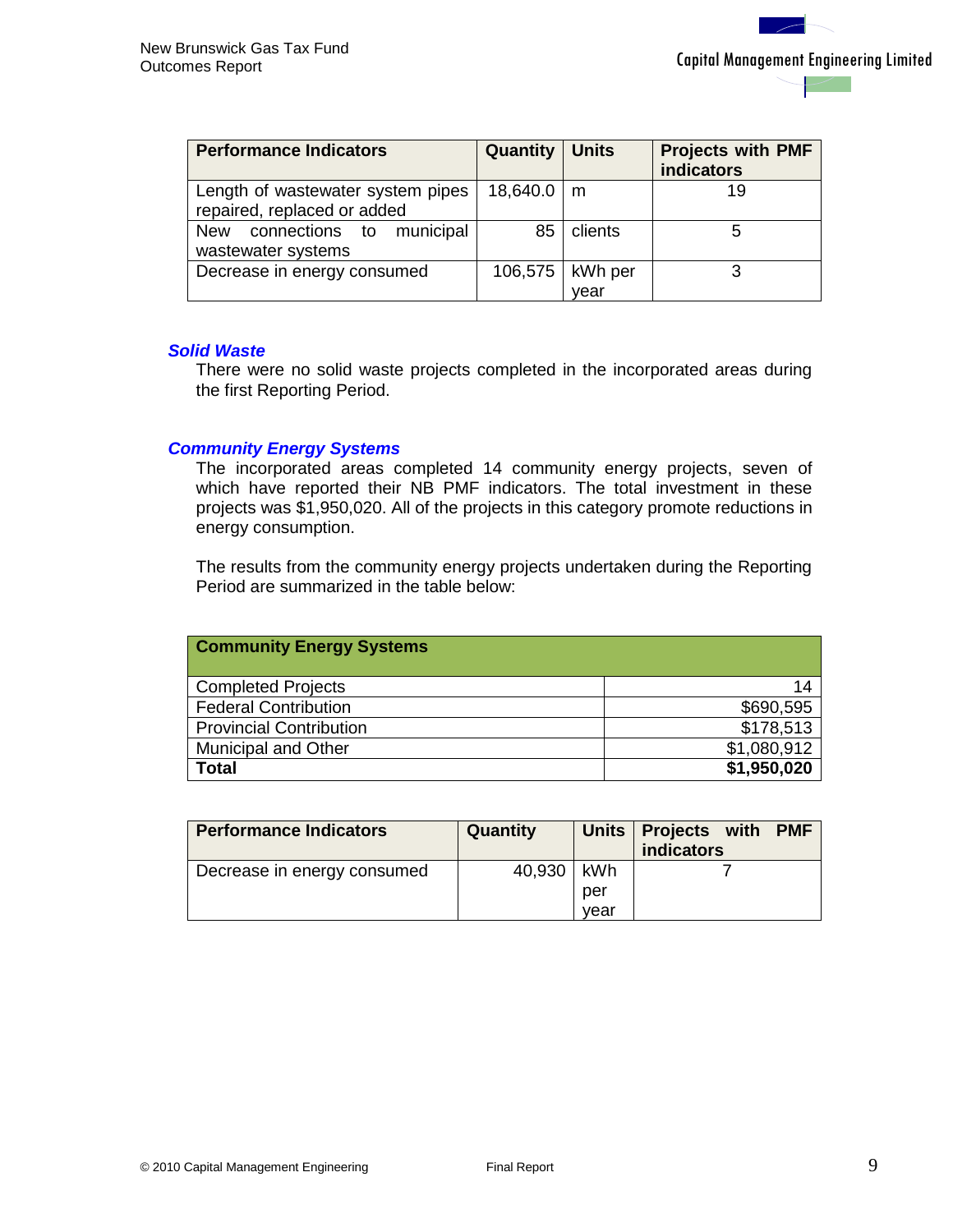| Performance Indicators | Quantity | Units | Projects with PMF indicators |
|---|---|---|---|
| Length of wastewater system pipes repaired, replaced or added | 18,640.0 | m | 19 |
| New connections to municipal wastewater systems | 85 | clients | 5 |
| Decrease in energy consumed | 106,575 | kWh per year | 3 |

### *Solid Waste*

There were no solid waste projects completed in the incorporated areas during the first Reporting Period.

### *Community Energy Systems*

The incorporated areas completed 14 community energy projects, seven of which have reported their NB PMF indicators. The total investment in these projects was $1,950,020. All of the projects in this category promote reductions in energy consumption.

The results from the community energy projects undertaken during the Reporting Period are summarized in the table below:

| Community Energy Systems | |
|---|---|
| Completed Projects | 14 |
| Federal Contribution | $690,595 |
| Provincial Contribution | $178,513 |
| Municipal and Other | $1,080,912 |
| **Total** | **$1,950,020** |

| Performance Indicators | Quantity | Units | Projects with PMF indicators |
|---|---|---|---|
| Decrease in energy consumed | 40,930 | kWh per year | 7 |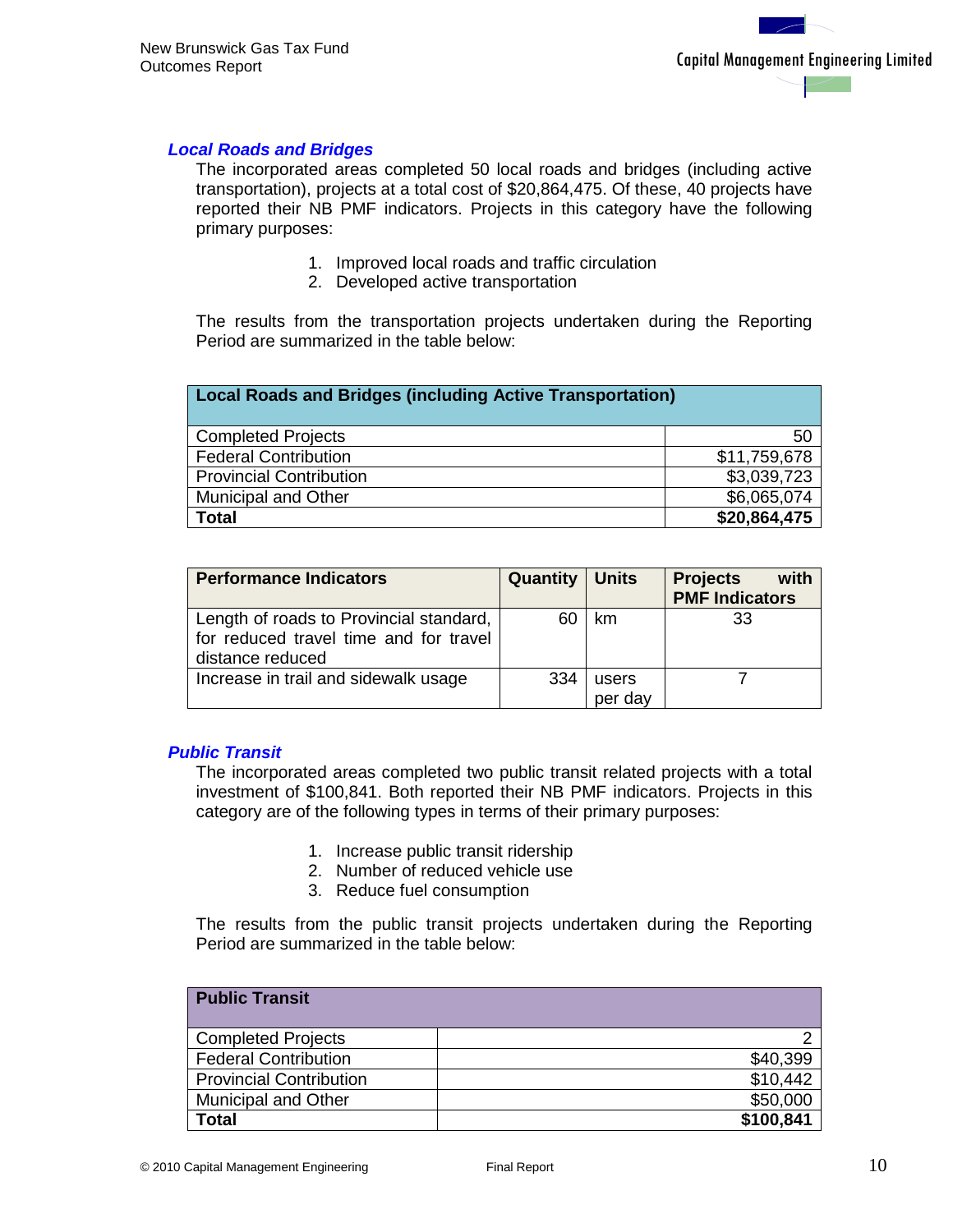### *Local Roads and Bridges*

The incorporated areas completed 50 local roads and bridges (including active transportation), projects at a total cost of $20,864,475. Of these, 40 projects have reported their NB PMF indicators. Projects in this category have the following primary purposes:

1. Improved local roads and traffic circulation
2. Developed active transportation

The results from the transportation projects undertaken during the Reporting Period are summarized in the table below:

| Local Roads and Bridges (including Active Transportation) | |
|---|---:|
| Completed Projects | 50 |
| Federal Contribution | $11,759,678 |
| Provincial Contribution | $3,039,723 |
| Municipal and Other | $6,065,074 |
| **Total** | **$20,864,475** |

| Performance Indicators | Quantity | Units | Projects with PMF Indicators |
|---|---:|---|:---:|
| Length of roads to Provincial standard, for reduced travel time and for travel distance reduced | 60 | km | 33 |
| Increase in trail and sidewalk usage | 334 | users per day | 7 |

### *Public Transit*

The incorporated areas completed two public transit related projects with a total investment of $100,841. Both reported their NB PMF indicators. Projects in this category are of the following types in terms of their primary purposes:

1. Increase public transit ridership
2. Number of reduced vehicle use
3. Reduce fuel consumption

The results from the public transit projects undertaken during the Reporting Period are summarized in the table below:

| Public Transit | |
|---|---:|
| Completed Projects | 2 |
| Federal Contribution | $40,399 |
| Provincial Contribution | $10,442 |
| Municipal and Other | $50,000 |
| **Total** | **$100,841** |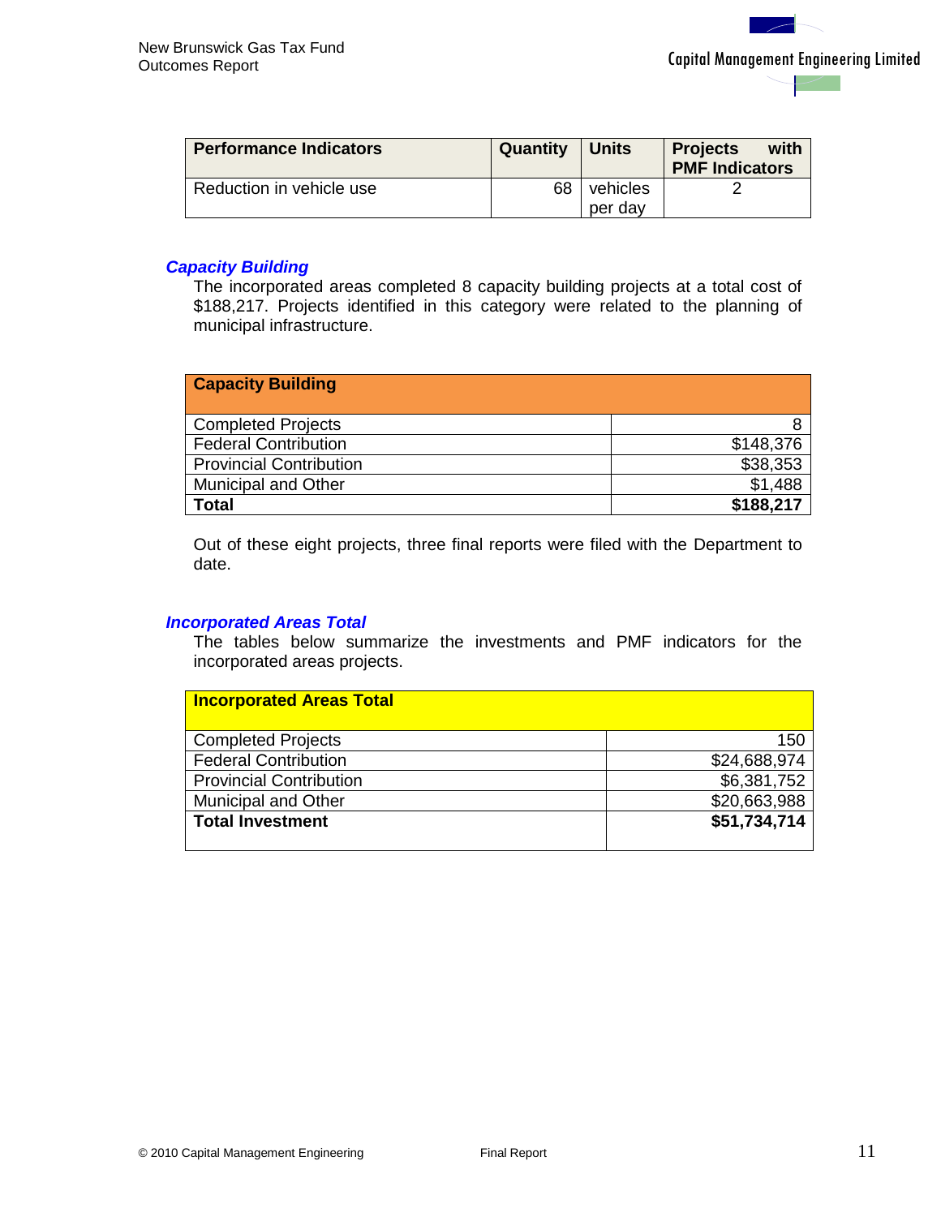| Performance Indicators | Quantity | Units | Projects with PMF Indicators |
|---|---|---|---|
| Reduction in vehicle use | 68 | vehicles per day | 2 |

### *Capacity Building*

The incorporated areas completed 8 capacity building projects at a total cost of $188,217. Projects identified in this category were related to the planning of municipal infrastructure.

| Capacity Building | |
|---|---|
| Completed Projects | 8 |
| Federal Contribution | $148,376 |
| Provincial Contribution | $38,353 |
| Municipal and Other | $1,488 |
| **Total** | **$188,217** |

Out of these eight projects, three final reports were filed with the Department to date.

### *Incorporated Areas Total*

The tables below summarize the investments and PMF indicators for the incorporated areas projects.

| Incorporated Areas Total | |
|---|---|
| Completed Projects | 150 |
| Federal Contribution | $24,688,974 |
| Provincial Contribution | $6,381,752 |
| Municipal and Other | $20,663,988 |
| **Total Investment** | **$51,734,714** |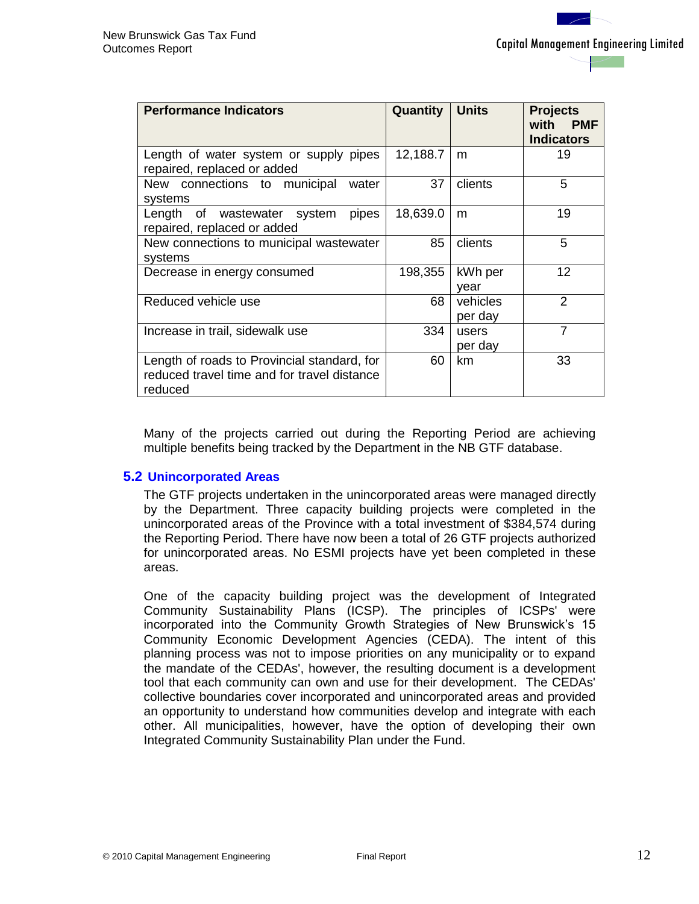| Performance Indicators | Quantity | Units | Projects with PMF Indicators |
|---|---|---|---|
| Length of water system or supply pipes repaired, replaced or added | 12,188.7 | m | 19 |
| New connections to municipal water systems | 37 | clients | 5 |
| Length of wastewater system pipes repaired, replaced or added | 18,639.0 | m | 19 |
| New connections to municipal wastewater systems | 85 | clients | 5 |
| Decrease in energy consumed | 198,355 | kWh per year | 12 |
| Reduced vehicle use | 68 | vehicles per day | 2 |
| Increase in trail, sidewalk use | 334 | users per day | 7 |
| Length of roads to Provincial standard, for reduced travel time and for travel distance reduced | 60 | km | 33 |

Many of the projects carried out during the Reporting Period are achieving multiple benefits being tracked by the Department in the NB GTF database.

## 5.2 Unincorporated Areas

The GTF projects undertaken in the unincorporated areas were managed directly by the Department. Three capacity building projects were completed in the unincorporated areas of the Province with a total investment of $384,574 during the Reporting Period. There have now been a total of 26 GTF projects authorized for unincorporated areas. No ESMI projects have yet been completed in these areas.

One of the capacity building project was the development of Integrated Community Sustainability Plans (ICSP). The principles of ICSPs' were incorporated into the Community Growth Strategies of New Brunswick's 15 Community Economic Development Agencies (CEDA). The intent of this planning process was not to impose priorities on any municipality or to expand the mandate of the CEDAs', however, the resulting document is a development tool that each community can own and use for their development. The CEDAs' collective boundaries cover incorporated and unincorporated areas and provided an opportunity to understand how communities develop and integrate with each other. All municipalities, however, have the option of developing their own Integrated Community Sustainability Plan under the Fund.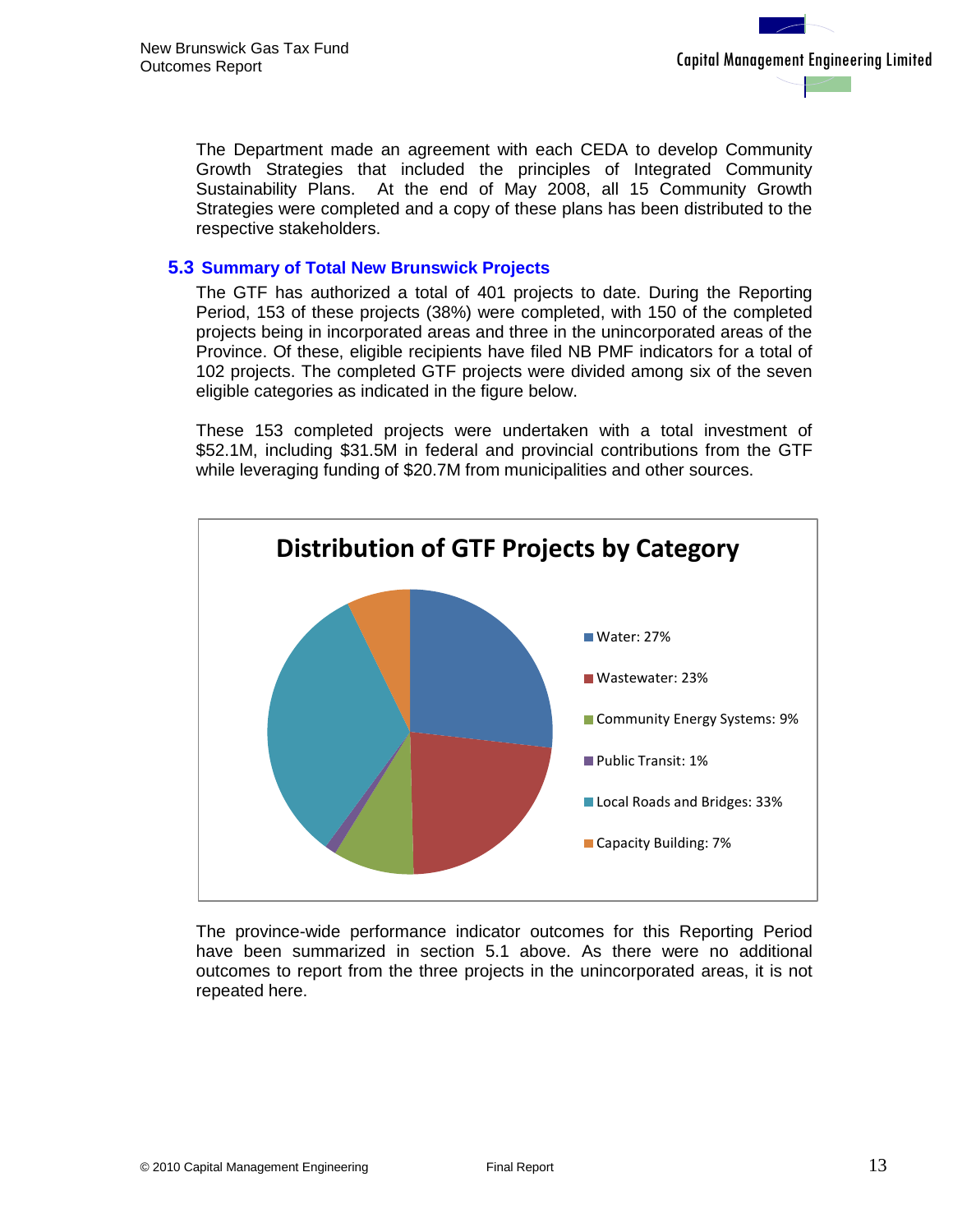The Department made an agreement with each CEDA to develop Community Growth Strategies that included the principles of Integrated Community Sustainability Plans. At the end of May 2008, all 15 Community Growth Strategies were completed and a copy of these plans has been distributed to the respective stakeholders.

### 5.3 Summary of Total New Brunswick Projects

The GTF has authorized a total of 401 projects to date. During the Reporting Period, 153 of these projects (38%) were completed, with 150 of the completed projects being in incorporated areas and three in the unincorporated areas of the Province. Of these, eligible recipients have filed NB PMF indicators for a total of 102 projects. The completed GTF projects were divided among six of the seven eligible categories as indicated in the figure below.

These 153 completed projects were undertaken with a total investment of \$52.1M, including \$31.5M in federal and provincial contributions from the GTF while leveraging funding of \$20.7M from municipalities and other sources.

**Distribution of GTF Projects by Category**

- Water: 27%
- Wastewater: 23%
- Community Energy Systems: 9%
- Public Transit: 1%
- Local Roads and Bridges: 33%
- Capacity Building: 7%

The province-wide performance indicator outcomes for this Reporting Period have been summarized in section 5.1 above. As there were no additional outcomes to report from the three projects in the unincorporated areas, it is not repeated here.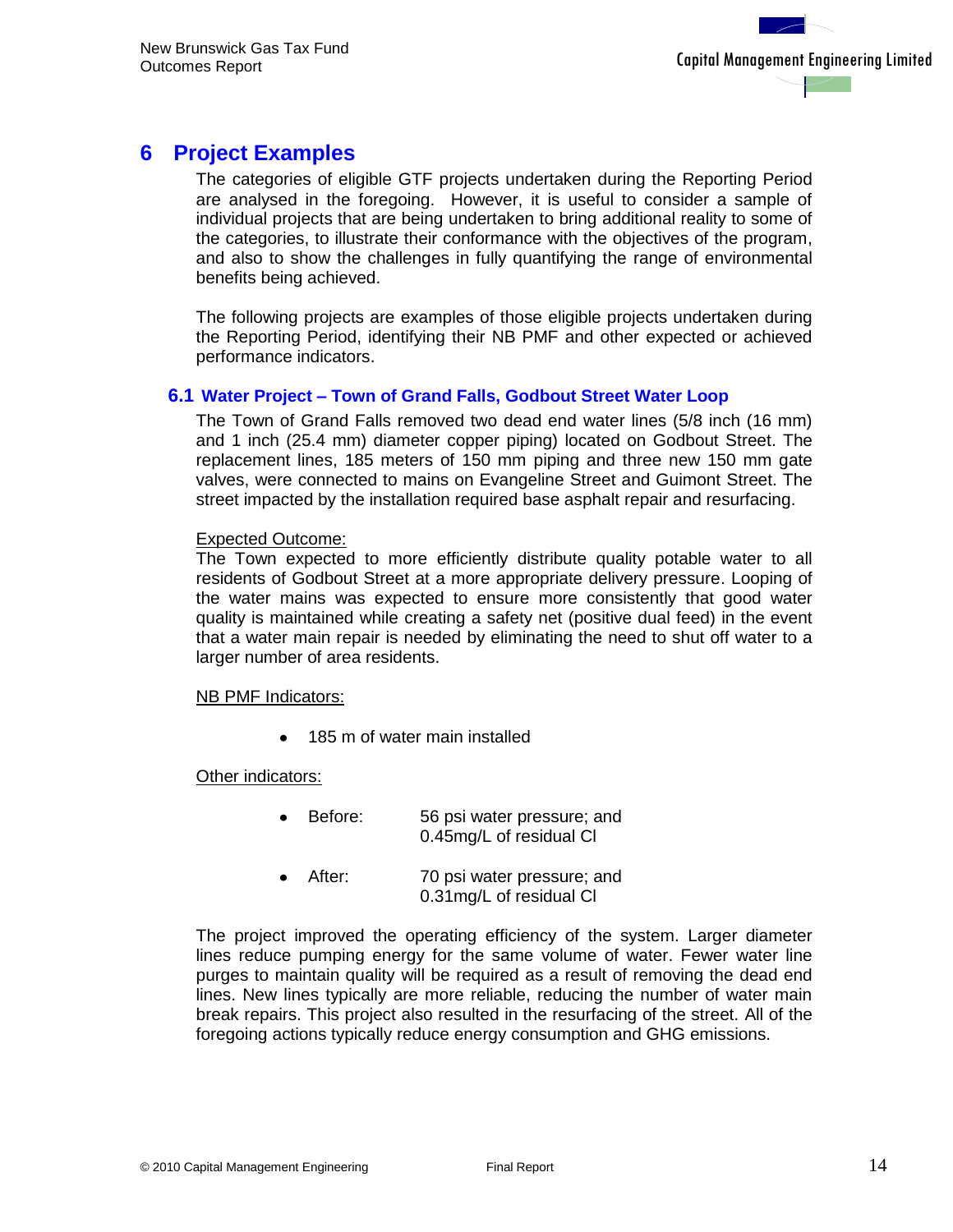# 6 Project Examples

The categories of eligible GTF projects undertaken during the Reporting Period are analysed in the foregoing. However, it is useful to consider a sample of individual projects that are being undertaken to bring additional reality to some of the categories, to illustrate their conformance with the objectives of the program, and also to show the challenges in fully quantifying the range of environmental benefits being achieved.

The following projects are examples of those eligible projects undertaken during the Reporting Period, identifying their NB PMF and other expected or achieved performance indicators.

## 6.1 Water Project – Town of Grand Falls, Godbout Street Water Loop

The Town of Grand Falls removed two dead end water lines (5/8 inch (16 mm) and 1 inch (25.4 mm) diameter copper piping) located on Godbout Street. The replacement lines, 185 meters of 150 mm piping and three new 150 mm gate valves, were connected to mains on Evangeline Street and Guimont Street. The street impacted by the installation required base asphalt repair and resurfacing.

Expected Outcome:

The Town expected to more efficiently distribute quality potable water to all residents of Godbout Street at a more appropriate delivery pressure. Looping of the water mains was expected to ensure more consistently that good water quality is maintained while creating a safety net (positive dual feed) in the event that a water main repair is needed by eliminating the need to shut off water to a larger number of area residents.

NB PMF Indicators:

- 185 m of water main installed

Other indicators:

- Before: 56 psi water pressure; and 0.45mg/L of residual Cl
- After: 70 psi water pressure; and 0.31mg/L of residual Cl

The project improved the operating efficiency of the system. Larger diameter lines reduce pumping energy for the same volume of water. Fewer water line purges to maintain quality will be required as a result of removing the dead end lines. New lines typically are more reliable, reducing the number of water main break repairs. This project also resulted in the resurfacing of the street. All of the foregoing actions typically reduce energy consumption and GHG emissions.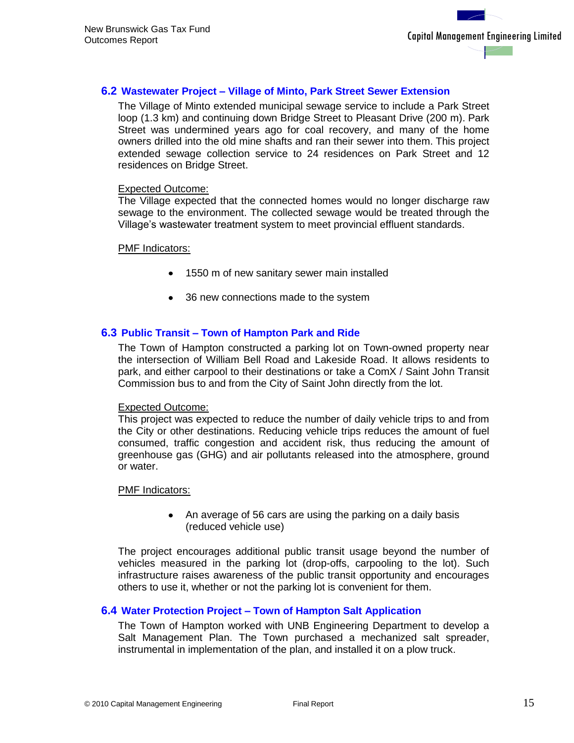### 6.2 Wastewater Project – Village of Minto, Park Street Sewer Extension

The Village of Minto extended municipal sewage service to include a Park Street loop (1.3 km) and continuing down Bridge Street to Pleasant Drive (200 m). Park Street was undermined years ago for coal recovery, and many of the home owners drilled into the old mine shafts and ran their sewer into them. This project extended sewage collection service to 24 residences on Park Street and 12 residences on Bridge Street.

Expected Outcome:

The Village expected that the connected homes would no longer discharge raw sewage to the environment. The collected sewage would be treated through the Village's wastewater treatment system to meet provincial effluent standards.

PMF Indicators:

- 1550 m of new sanitary sewer main installed
- 36 new connections made to the system

### 6.3 Public Transit – Town of Hampton Park and Ride

The Town of Hampton constructed a parking lot on Town-owned property near the intersection of William Bell Road and Lakeside Road. It allows residents to park, and either carpool to their destinations or take a ComX / Saint John Transit Commission bus to and from the City of Saint John directly from the lot.

Expected Outcome:

This project was expected to reduce the number of daily vehicle trips to and from the City or other destinations. Reducing vehicle trips reduces the amount of fuel consumed, traffic congestion and accident risk, thus reducing the amount of greenhouse gas (GHG) and air pollutants released into the atmosphere, ground or water.

PMF Indicators:

- An average of 56 cars are using the parking on a daily basis (reduced vehicle use)

The project encourages additional public transit usage beyond the number of vehicles measured in the parking lot (drop-offs, carpooling to the lot). Such infrastructure raises awareness of the public transit opportunity and encourages others to use it, whether or not the parking lot is convenient for them.

### 6.4 Water Protection Project – Town of Hampton Salt Application

The Town of Hampton worked with UNB Engineering Department to develop a Salt Management Plan. The Town purchased a mechanized salt spreader, instrumental in implementation of the plan, and installed it on a plow truck.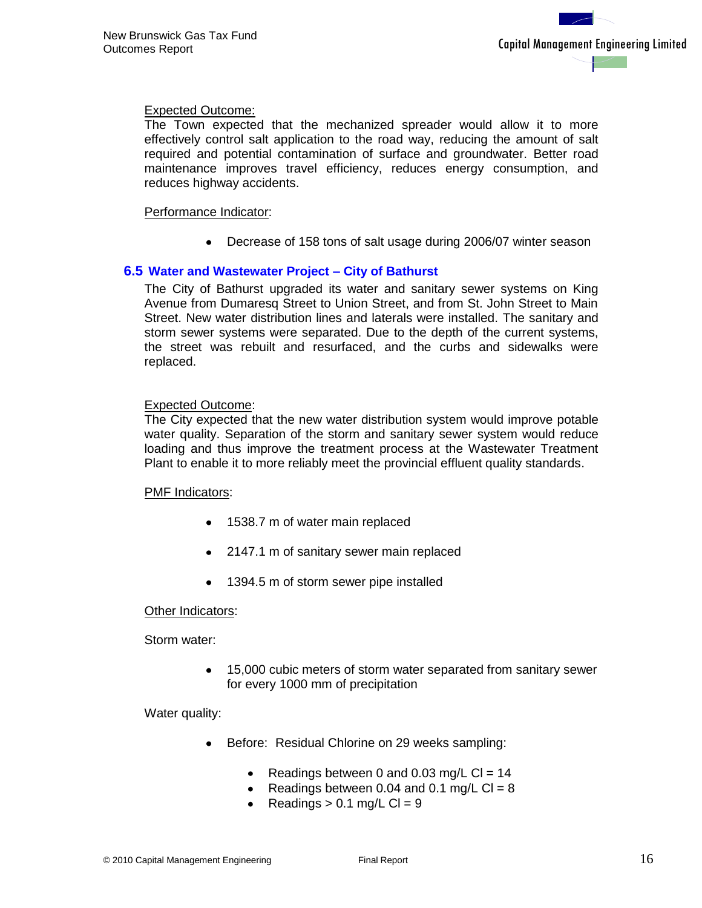Expected Outcome:

The Town expected that the mechanized spreader would allow it to more effectively control salt application to the road way, reducing the amount of salt required and potential contamination of surface and groundwater. Better road maintenance improves travel efficiency, reduces energy consumption, and reduces highway accidents.

Performance Indicator:

- Decrease of 158 tons of salt usage during 2006/07 winter season

## 6.5 Water and Wastewater Project – City of Bathurst

The City of Bathurst upgraded its water and sanitary sewer systems on King Avenue from Dumaresq Street to Union Street, and from St. John Street to Main Street. New water distribution lines and laterals were installed. The sanitary and storm sewer systems were separated. Due to the depth of the current systems, the street was rebuilt and resurfaced, and the curbs and sidewalks were replaced.

Expected Outcome:

The City expected that the new water distribution system would improve potable water quality. Separation of the storm and sanitary sewer system would reduce loading and thus improve the treatment process at the Wastewater Treatment Plant to enable it to more reliably meet the provincial effluent quality standards.

PMF Indicators:

- 1538.7 m of water main replaced
- 2147.1 m of sanitary sewer main replaced
- 1394.5 m of storm sewer pipe installed

Other Indicators:

Storm water:

- 15,000 cubic meters of storm water separated from sanitary sewer for every 1000 mm of precipitation

Water quality:

- Before: Residual Chlorine on 29 weeks sampling:
  - Readings between 0 and 0.03 mg/L Cl = 14
  - Readings between 0.04 and 0.1 mg/L Cl = 8
  - Readings > 0.1 mg/L Cl = 9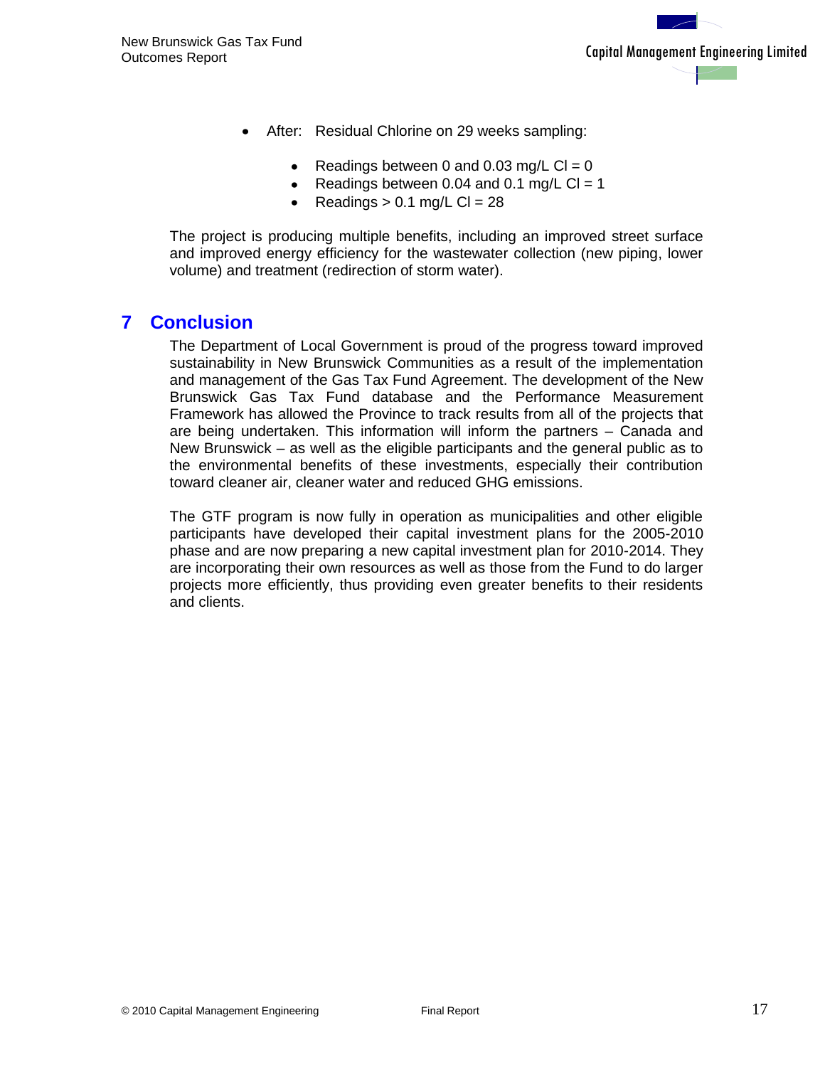- After: Residual Chlorine on 29 weeks sampling:
  - Readings between 0 and 0.03 mg/L Cl = 0
  - Readings between 0.04 and 0.1 mg/L Cl = 1
  - Readings > 0.1 mg/L Cl = 28

The project is producing multiple benefits, including an improved street surface and improved energy efficiency for the wastewater collection (new piping, lower volume) and treatment (redirection of storm water).

# 7 Conclusion

The Department of Local Government is proud of the progress toward improved sustainability in New Brunswick Communities as a result of the implementation and management of the Gas Tax Fund Agreement. The development of the New Brunswick Gas Tax Fund database and the Performance Measurement Framework has allowed the Province to track results from all of the projects that are being undertaken. This information will inform the partners – Canada and New Brunswick – as well as the eligible participants and the general public as to the environmental benefits of these investments, especially their contribution toward cleaner air, cleaner water and reduced GHG emissions.

The GTF program is now fully in operation as municipalities and other eligible participants have developed their capital investment plans for the 2005-2010 phase and are now preparing a new capital investment plan for 2010-2014. They are incorporating their own resources as well as those from the Fund to do larger projects more efficiently, thus providing even greater benefits to their residents and clients.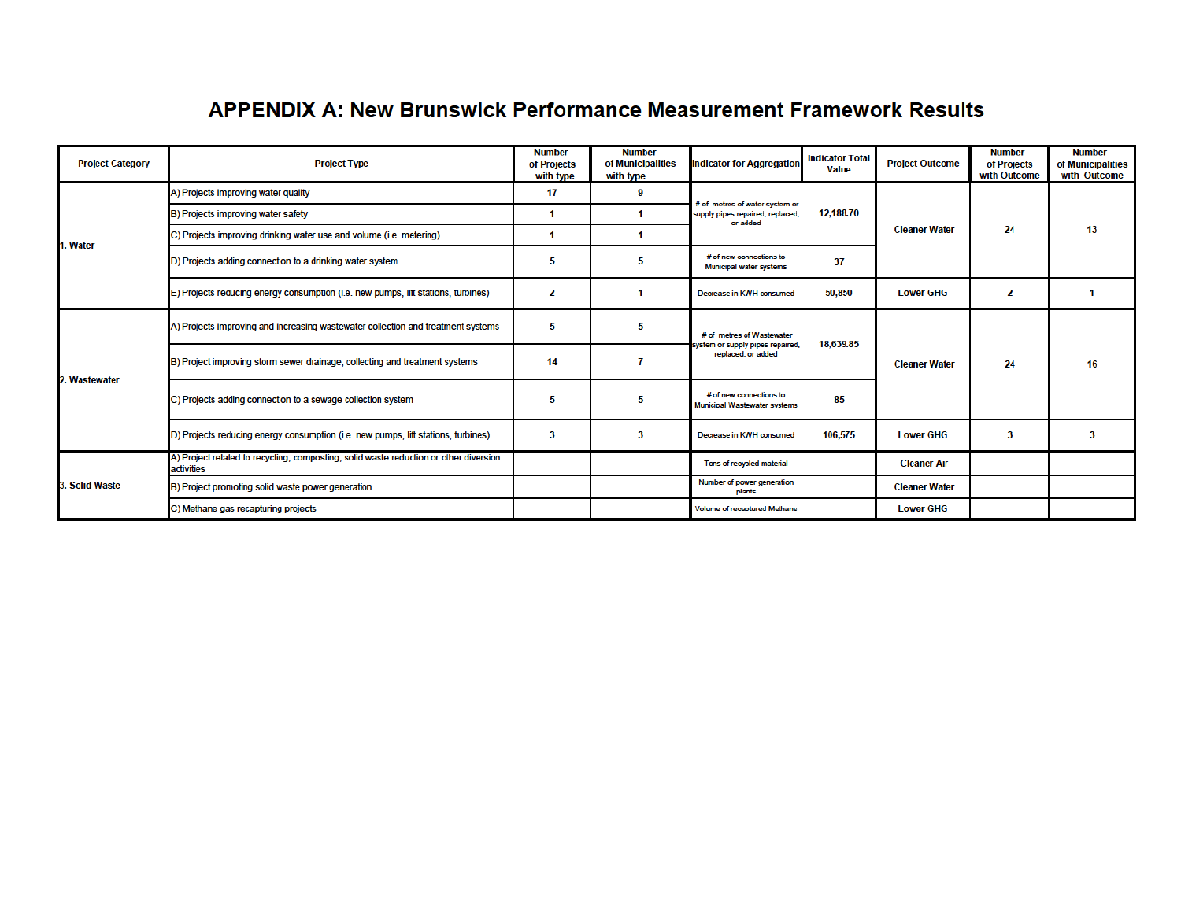# APPENDIX A: New Brunswick Performance Measurement Framework Results

| Project Category | Project Type | Number of Projects with type | Number of Municipalities with type | Indicator for Aggregation | Indicator Total Value | Project Outcome | Number of Projects with Outcome | Number of Municipalities with Outcome |
|---|---|---|---|---|---|---|---|---|
| 1. Water | A) Projects improving water quality | 17 | 9 | # of metres of water system or supply pipes repaired, replaced, or added | 12,188.70 | Cleaner Water | 24 | 13 |
| | B) Projects improving water safety | 1 | 1 | | | | | |
| | C) Projects improving drinking water use and volume (i.e. metering) | 1 | 1 | | | | | |
| | D) Projects adding connection to a drinking water system | 5 | 5 | # of new connections to Municipal water systems | 37 | | | |
| | E) Projects reducing energy consumption (i.e. new pumps, lift stations, turbines) | 2 | 1 | Decrease in KWH consumed | 50,850 | Lower GHG | 2 | 1 |
| 2. Wastewater | A) Projects improving and increasing wastewater collection and treatment systems | 5 | 5 | # of metres of Wastewater system or supply pipes repaired, replaced, or added | 18,639.85 | Cleaner Water | 24 | 16 |
| | B) Project improving storm sewer drainage, collecting and treatment systems | 14 | 7 | | | | | |
| | C) Projects adding connection to a sewage collection system | 5 | 5 | # of new connections to Municipal Wastewater systems | 85 | | | |
| | D) Projects reducing energy consumption (i.e. new pumps, lift stations, turbines) | 3 | 3 | Decrease in KWH consumed | 106,575 | Lower GHG | 3 | 3 |
| 3. Solid Waste | A) Project related to recycling, composting, solid waste reduction or other diversion activities | | | Tons of recycled material | | Cleaner Air | | |
| | B) Project promoting solid waste power generation | | | Number of power generation plants | | Cleaner Water | | |
| | C) Methane gas recapturing projects | | | Volume of recaptured Methane | | Lower GHG | | |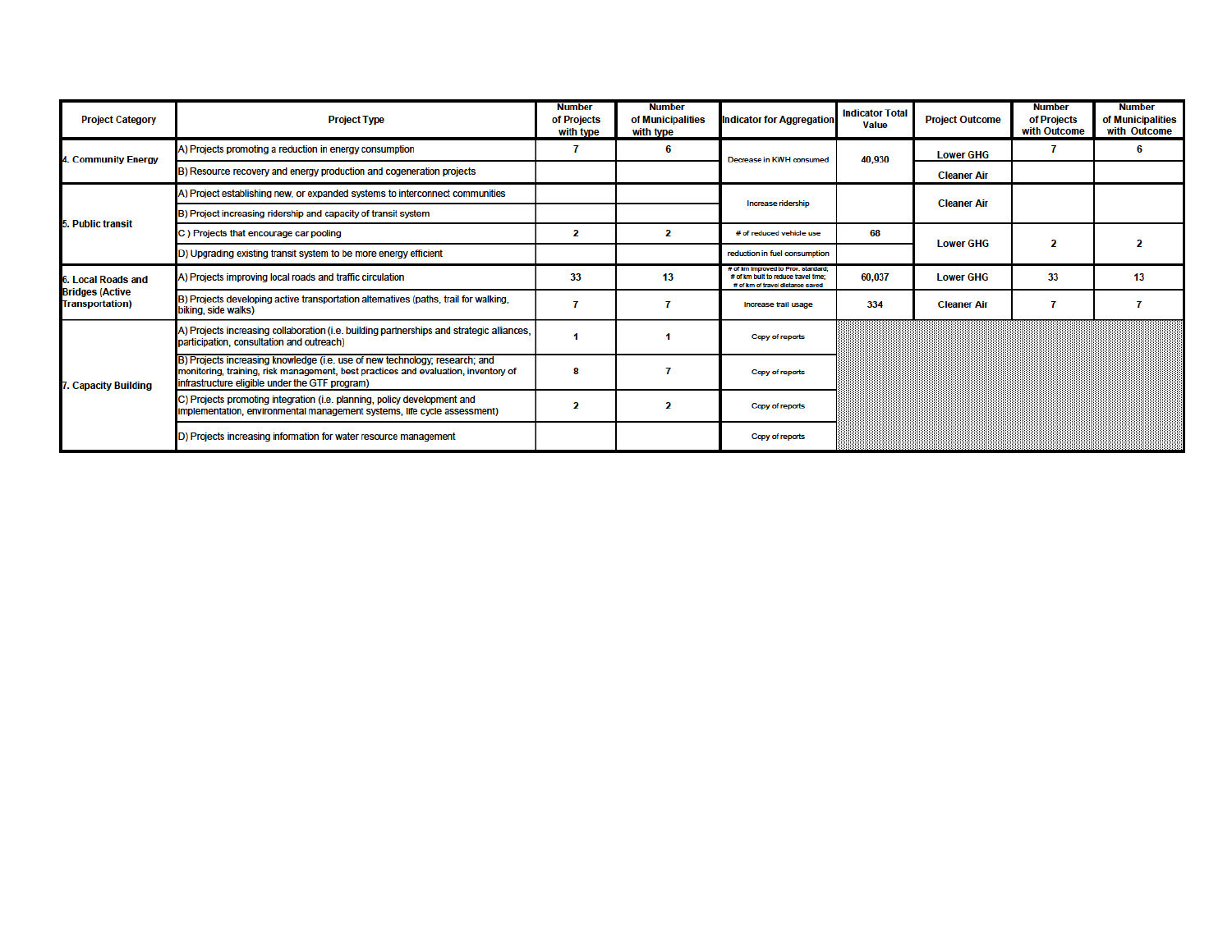| Project Category | Project Type | Number of Projects with type | Number of Municipalities with type | Indicator for Aggregation | Indicator Total Value | Project Outcome | Number of Projects with Outcome | Number of Municipalities with Outcome |
|---|---|---|---|---|---|---|---|---|
| 4. Community Energy | A) Projects promoting a reduction in energy consumption | 7 | 6 | Decrease in KWH consumed | 40,930 | Lower GHG | 7 | 6 |
| | B) Resource recovery and energy production and cogeneration projects | | | | | Cleaner Air | | |
| 5. Public transit | A) Project establishing new, or expanded systems to interconnect communities | | | Increase ridership | | Cleaner Air | | |
| | B) Project increasing ridership and capacity of transit system | | | | | | | |
| | C ) Projects that encourage car pooling | 2 | 2 | # of reduced vehicle use | 68 | Lower GHG | 2 | 2 |
| | D) Upgrading existing transit system to be more energy efficient | | | reduction in fuel consumption | | | | |
| 6. Local Roads and Bridges (Active Transportation) | A) Projects improving local roads and traffic circulation | 33 | 13 | # of km improved to Prov. standard; # of km built to reduce travel time; # of km of travel distance saved | 60,037 | Lower GHG | 33 | 13 |
| | B) Projects developing active transportation alternatives (paths, trail for walking, biking, side walks) | 7 | 7 | Increase trail usage | 334 | Cleaner Air | 7 | 7 |
| 7. Capacity Building | A) Projects increasing collaboration (i.e. building partnerships and strategic alliances, participation, consultation and outreach) | 1 | 1 | Copy of reports | | | | |
| | B) Projects increasing knowledge (i.e. use of new technology; research; and monitoring, training, risk management, best practices and evaluation, inventory of infrastructure eligible under the GTF program) | 8 | 7 | Copy of reports | | | | |
| | C) Projects promoting integration (i.e. planning, policy development and implementation, environmental management systems, life cycle assessment) | 2 | 2 | Copy of reports | | | | |
| | D) Projects increasing information for water resource management | | | Copy of reports | | | | |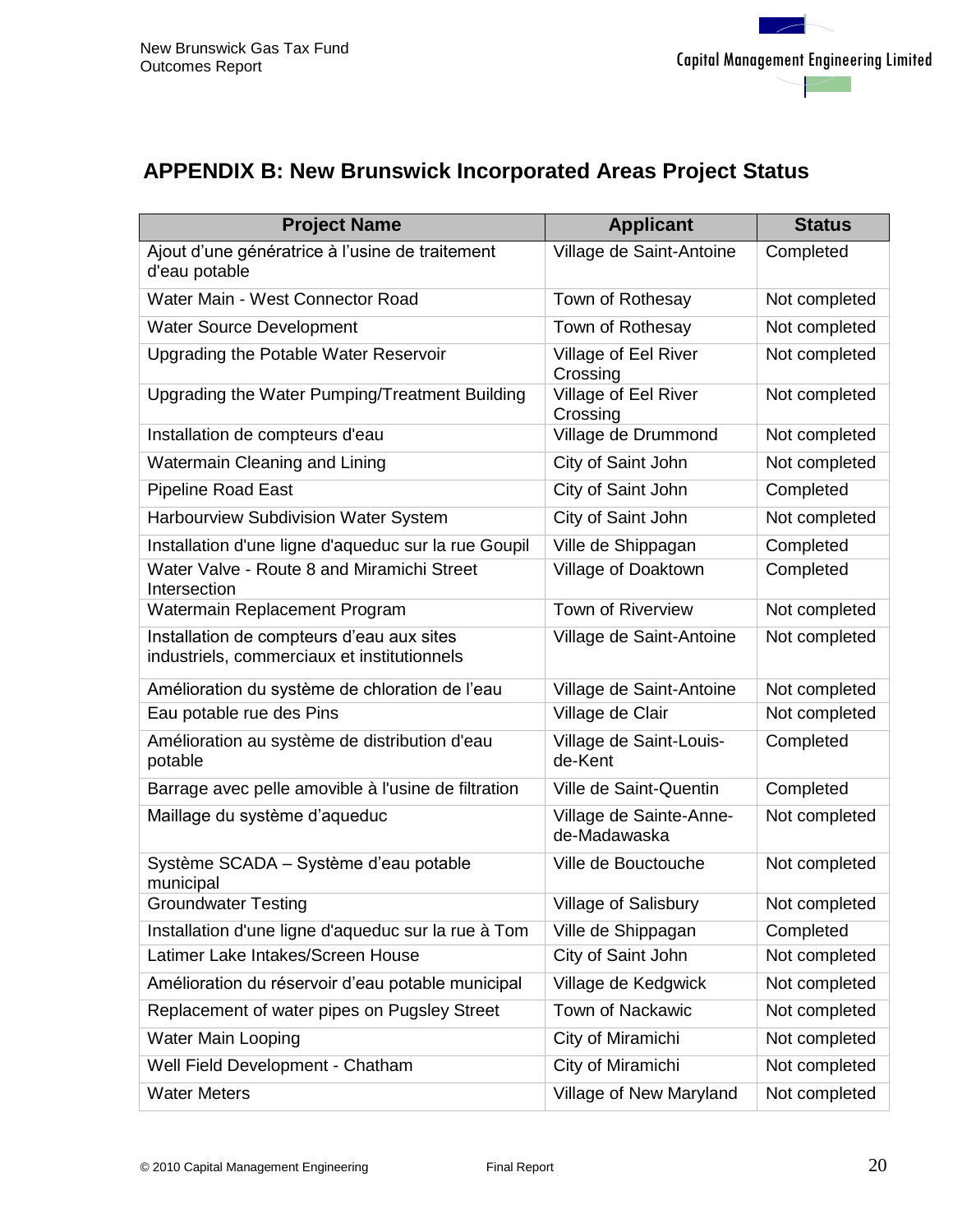## APPENDIX B: New Brunswick Incorporated Areas Project Status

| Project Name | Applicant | Status |
|---|---|---|
| Ajout d'une génératrice à l'usine de traitement d'eau potable | Village de Saint-Antoine | Completed |
| Water Main - West Connector Road | Town of Rothesay | Not completed |
| Water Source Development | Town of Rothesay | Not completed |
| Upgrading the Potable Water Reservoir | Village of Eel River Crossing | Not completed |
| Upgrading the Water Pumping/Treatment Building | Village of Eel River Crossing | Not completed |
| Installation de compteurs d'eau | Village de Drummond | Not completed |
| Watermain Cleaning and Lining | City of Saint John | Not completed |
| Pipeline Road East | City of Saint John | Completed |
| Harbourview Subdivision Water System | City of Saint John | Not completed |
| Installation d'une ligne d'aqueduc sur la rue Goupil | Ville de Shippagan | Completed |
| Water Valve - Route 8 and Miramichi Street Intersection | Village of Doaktown | Completed |
| Watermain Replacement Program | Town of Riverview | Not completed |
| Installation de compteurs d'eau aux sites industriels, commerciaux et institutionnels | Village de Saint-Antoine | Not completed |
| Amélioration du système de chloration de l'eau | Village de Saint-Antoine | Not completed |
| Eau potable rue des Pins | Village de Clair | Not completed |
| Amélioration au système de distribution d'eau potable | Village de Saint-Louis-de-Kent | Completed |
| Barrage avec pelle amovible à l'usine de filtration | Ville de Saint-Quentin | Completed |
| Maillage du système d'aqueduc | Village de Sainte-Anne-de-Madawaska | Not completed |
| Système SCADA – Système d'eau potable municipal | Ville de Bouctouche | Not completed |
| Groundwater Testing | Village of Salisbury | Not completed |
| Installation d'une ligne d'aqueduc sur la rue à Tom | Ville de Shippagan | Completed |
| Latimer Lake Intakes/Screen House | City of Saint John | Not completed |
| Amélioration du réservoir d'eau potable municipal | Village de Kedgwick | Not completed |
| Replacement of water pipes on Pugsley Street | Town of Nackawic | Not completed |
| Water Main Looping | City of Miramichi | Not completed |
| Well Field Development - Chatham | City of Miramichi | Not completed |
| Water Meters | Village of New Maryland | Not completed |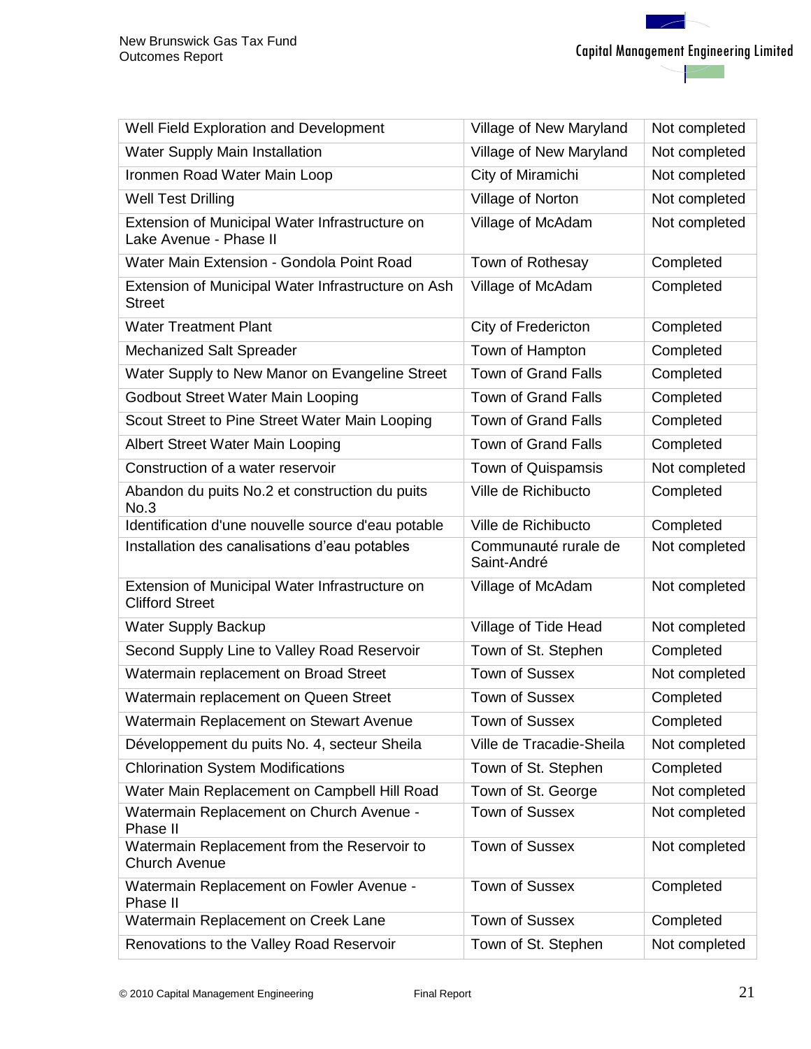| | | |
|---|---|---|
| Well Field Exploration and Development | Village of New Maryland | Not completed |
| Water Supply Main Installation | Village of New Maryland | Not completed |
| Ironmen Road Water Main Loop | City of Miramichi | Not completed |
| Well Test Drilling | Village of Norton | Not completed |
| Extension of Municipal Water Infrastructure on Lake Avenue - Phase II | Village of McAdam | Not completed |
| Water Main Extension - Gondola Point Road | Town of Rothesay | Completed |
| Extension of Municipal Water Infrastructure on Ash Street | Village of McAdam | Completed |
| Water Treatment Plant | City of Fredericton | Completed |
| Mechanized Salt Spreader | Town of Hampton | Completed |
| Water Supply to New Manor on Evangeline Street | Town of Grand Falls | Completed |
| Godbout Street Water Main Looping | Town of Grand Falls | Completed |
| Scout Street to Pine Street Water Main Looping | Town of Grand Falls | Completed |
| Albert Street Water Main Looping | Town of Grand Falls | Completed |
| Construction of a water reservoir | Town of Quispamsis | Not completed |
| Abandon du puits No.2 et construction du puits No.3 | Ville de Richibucto | Completed |
| Identification d'une nouvelle source d'eau potable | Ville de Richibucto | Completed |
| Installation des canalisations d'eau potables | Communauté rurale de Saint-André | Not completed |
| Extension of Municipal Water Infrastructure on Clifford Street | Village of McAdam | Not completed |
| Water Supply Backup | Village of Tide Head | Not completed |
| Second Supply Line to Valley Road Reservoir | Town of St. Stephen | Completed |
| Watermain replacement on Broad Street | Town of Sussex | Not completed |
| Watermain replacement on Queen Street | Town of Sussex | Completed |
| Watermain Replacement on Stewart Avenue | Town of Sussex | Completed |
| Développement du puits No. 4, secteur Sheila | Ville de Tracadie-Sheila | Not completed |
| Chlorination System Modifications | Town of St. Stephen | Completed |
| Water Main Replacement on Campbell Hill Road | Town of St. George | Not completed |
| Watermain Replacement on Church Avenue - Phase II | Town of Sussex | Not completed |
| Watermain Replacement from the Reservoir to Church Avenue | Town of Sussex | Not completed |
| Watermain Replacement on Fowler Avenue - Phase II | Town of Sussex | Completed |
| Watermain Replacement on Creek Lane | Town of Sussex | Completed |
| Renovations to the Valley Road Reservoir | Town of St. Stephen | Not completed |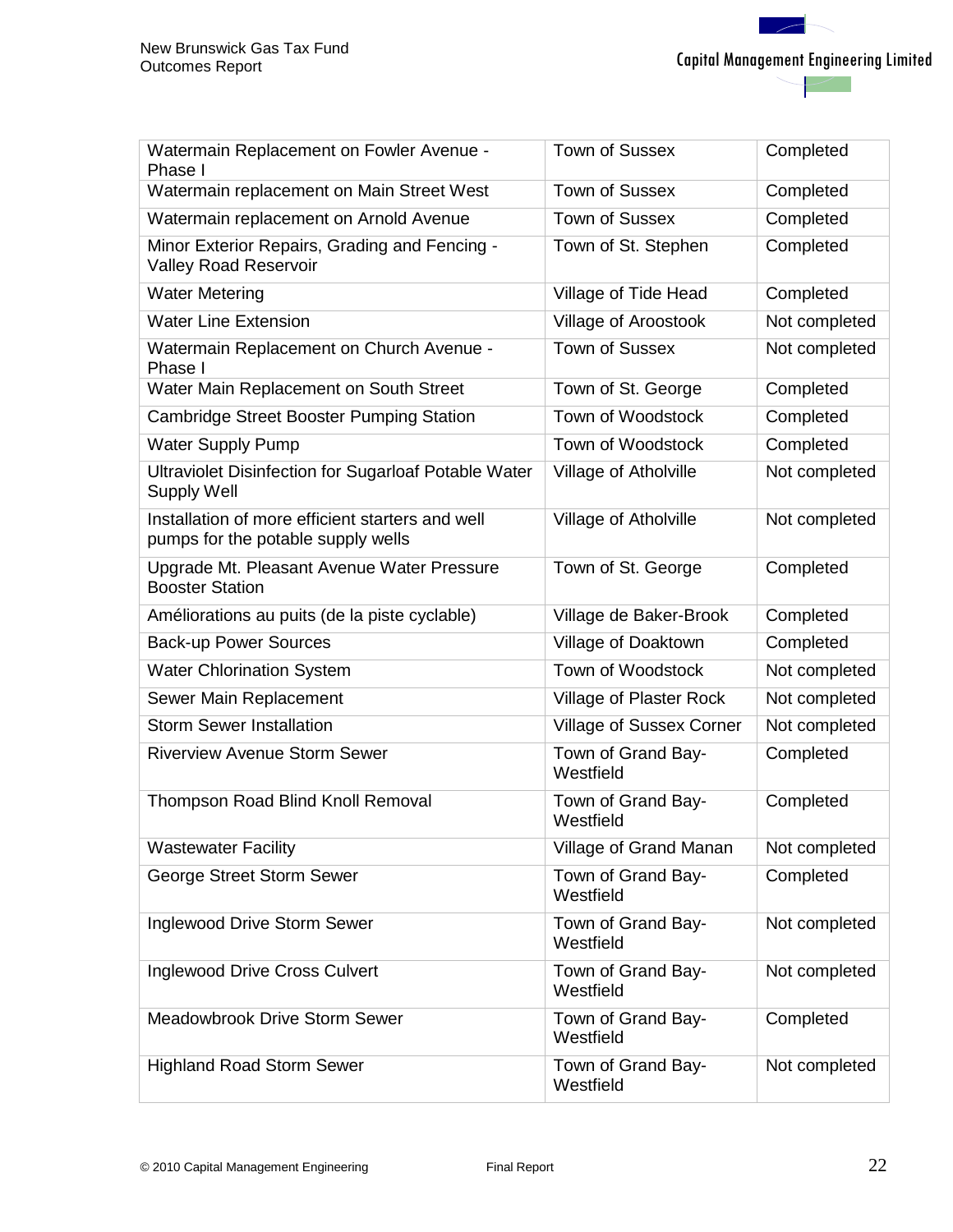| | | |
|---|---|---|
| Watermain Replacement on Fowler Avenue - Phase I | Town of Sussex | Completed |
| Watermain replacement on Main Street West | Town of Sussex | Completed |
| Watermain replacement on Arnold Avenue | Town of Sussex | Completed |
| Minor Exterior Repairs, Grading and Fencing - Valley Road Reservoir | Town of St. Stephen | Completed |
| Water Metering | Village of Tide Head | Completed |
| Water Line Extension | Village of Aroostook | Not completed |
| Watermain Replacement on Church Avenue - Phase I | Town of Sussex | Not completed |
| Water Main Replacement on South Street | Town of St. George | Completed |
| Cambridge Street Booster Pumping Station | Town of Woodstock | Completed |
| Water Supply Pump | Town of Woodstock | Completed |
| Ultraviolet Disinfection for Sugarloaf Potable Water Supply Well | Village of Atholville | Not completed |
| Installation of more efficient starters and well pumps for the potable supply wells | Village of Atholville | Not completed |
| Upgrade Mt. Pleasant Avenue Water Pressure Booster Station | Town of St. George | Completed |
| Améliorations au puits (de la piste cyclable) | Village de Baker-Brook | Completed |
| Back-up Power Sources | Village of Doaktown | Completed |
| Water Chlorination System | Town of Woodstock | Not completed |
| Sewer Main Replacement | Village of Plaster Rock | Not completed |
| Storm Sewer Installation | Village of Sussex Corner | Not completed |
| Riverview Avenue Storm Sewer | Town of Grand Bay-Westfield | Completed |
| Thompson Road Blind Knoll Removal | Town of Grand Bay-Westfield | Completed |
| Wastewater Facility | Village of Grand Manan | Not completed |
| George Street Storm Sewer | Town of Grand Bay-Westfield | Completed |
| Inglewood Drive Storm Sewer | Town of Grand Bay-Westfield | Not completed |
| Inglewood Drive Cross Culvert | Town of Grand Bay-Westfield | Not completed |
| Meadowbrook Drive Storm Sewer | Town of Grand Bay-Westfield | Completed |
| Highland Road Storm Sewer | Town of Grand Bay-Westfield | Not completed |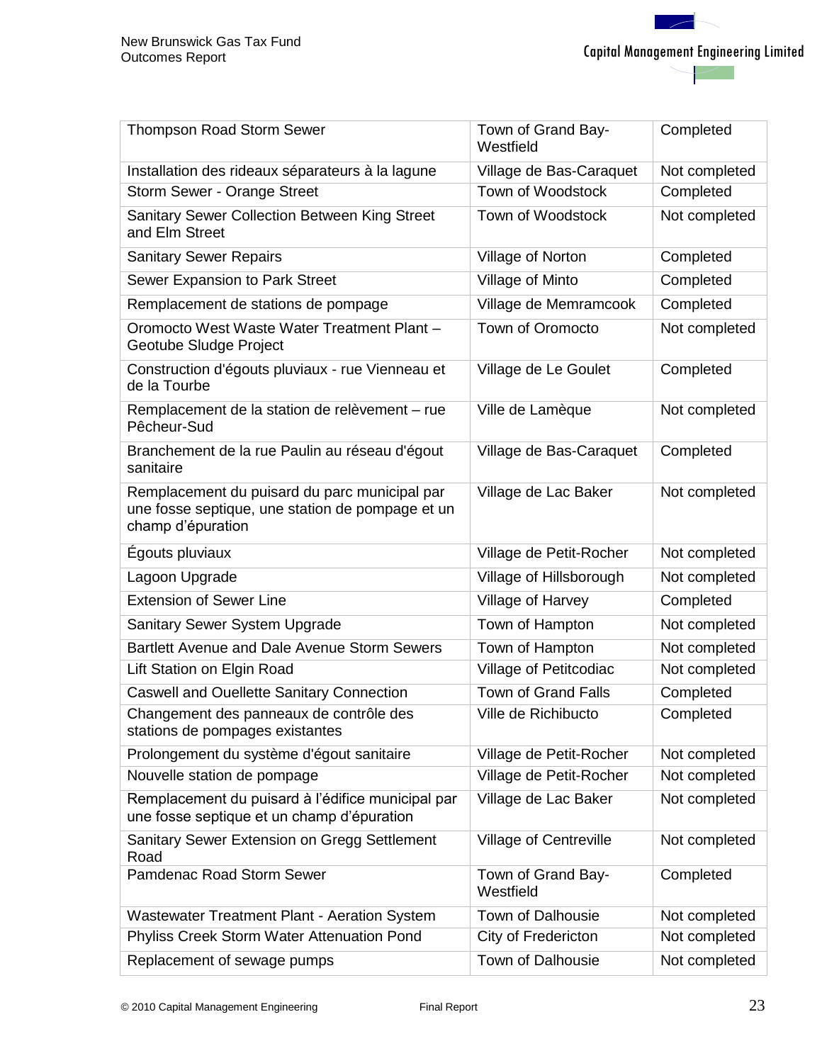| Thompson Road Storm Sewer | Town of Grand Bay-Westfield | Completed |
|---|---|---|
| Installation des rideaux séparateurs à la lagune | Village de Bas-Caraquet | Not completed |
| Storm Sewer - Orange Street | Town of Woodstock | Completed |
| Sanitary Sewer Collection Between King Street and Elm Street | Town of Woodstock | Not completed |
| Sanitary Sewer Repairs | Village of Norton | Completed |
| Sewer Expansion to Park Street | Village of Minto | Completed |
| Remplacement de stations de pompage | Village de Memramcook | Completed |
| Oromocto West Waste Water Treatment Plant – Geotube Sludge Project | Town of Oromocto | Not completed |
| Construction d'égouts pluviaux - rue Vienneau et de la Tourbe | Village de Le Goulet | Completed |
| Remplacement de la station de relèvement – rue Pêcheur-Sud | Ville de Lamèque | Not completed |
| Branchement de la rue Paulin au réseau d'égout sanitaire | Village de Bas-Caraquet | Completed |
| Remplacement du puisard du parc municipal par une fosse septique, une station de pompage et un champ d'épuration | Village de Lac Baker | Not completed |
| Égouts pluviaux | Village de Petit-Rocher | Not completed |
| Lagoon Upgrade | Village of Hillsborough | Not completed |
| Extension of Sewer Line | Village of Harvey | Completed |
| Sanitary Sewer System Upgrade | Town of Hampton | Not completed |
| Bartlett Avenue and Dale Avenue Storm Sewers | Town of Hampton | Not completed |
| Lift Station on Elgin Road | Village of Petitcodiac | Not completed |
| Caswell and Ouellette Sanitary Connection | Town of Grand Falls | Completed |
| Changement des panneaux de contrôle des stations de pompages existantes | Ville de Richibucto | Completed |
| Prolongement du système d'égout sanitaire | Village de Petit-Rocher | Not completed |
| Nouvelle station de pompage | Village de Petit-Rocher | Not completed |
| Remplacement du puisard à l'édifice municipal par une fosse septique et un champ d'épuration | Village de Lac Baker | Not completed |
| Sanitary Sewer Extension on Gregg Settlement Road | Village of Centreville | Not completed |
| Pamdenac Road Storm Sewer | Town of Grand Bay-Westfield | Completed |
| Wastewater Treatment Plant - Aeration System | Town of Dalhousie | Not completed |
| Phyliss Creek Storm Water Attenuation Pond | City of Fredericton | Not completed |
| Replacement of sewage pumps | Town of Dalhousie | Not completed |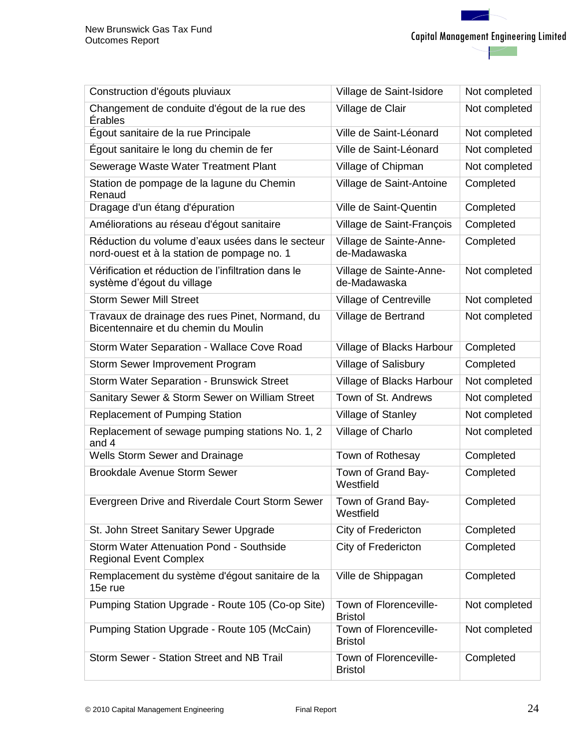| Construction d'égouts pluviaux | Village de Saint-Isidore | Not completed |
|---|---|---|
| Changement de conduite d'égout de la rue des Érables | Village de Clair | Not completed |
| Égout sanitaire de la rue Principale | Ville de Saint-Léonard | Not completed |
| Égout sanitaire le long du chemin de fer | Ville de Saint-Léonard | Not completed |
| Sewerage Waste Water Treatment Plant | Village of Chipman | Not completed |
| Station de pompage de la lagune du Chemin Renaud | Village de Saint-Antoine | Completed |
| Dragage d'un étang d'épuration | Ville de Saint-Quentin | Completed |
| Améliorations au réseau d'égout sanitaire | Village de Saint-François | Completed |
| Réduction du volume d'eaux usées dans le secteur nord-ouest et à la station de pompage no. 1 | Village de Sainte-Anne-de-Madawaska | Completed |
| Vérification et réduction de l'infiltration dans le système d'égout du village | Village de Sainte-Anne-de-Madawaska | Not completed |
| Storm Sewer Mill Street | Village of Centreville | Not completed |
| Travaux de drainage des rues Pinet, Normand, du Bicentennaire et du chemin du Moulin | Village de Bertrand | Not completed |
| Storm Water Separation - Wallace Cove Road | Village of Blacks Harbour | Completed |
| Storm Sewer Improvement Program | Village of Salisbury | Completed |
| Storm Water Separation - Brunswick Street | Village of Blacks Harbour | Not completed |
| Sanitary Sewer & Storm Sewer on William Street | Town of St. Andrews | Not completed |
| Replacement of Pumping Station | Village of Stanley | Not completed |
| Replacement of sewage pumping stations No. 1, 2 and 4 | Village of Charlo | Not completed |
| Wells Storm Sewer and Drainage | Town of Rothesay | Completed |
| Brookdale Avenue Storm Sewer | Town of Grand Bay-Westfield | Completed |
| Evergreen Drive and Riverdale Court Storm Sewer | Town of Grand Bay-Westfield | Completed |
| St. John Street Sanitary Sewer Upgrade | City of Fredericton | Completed |
| Storm Water Attenuation Pond - Southside Regional Event Complex | City of Fredericton | Completed |
| Remplacement du système d'égout sanitaire de la 15e rue | Ville de Shippagan | Completed |
| Pumping Station Upgrade - Route 105 (Co-op Site) | Town of Florenceville-Bristol | Not completed |
| Pumping Station Upgrade - Route 105 (McCain) | Town of Florenceville-Bristol | Not completed |
| Storm Sewer - Station Street and NB Trail | Town of Florenceville-Bristol | Completed |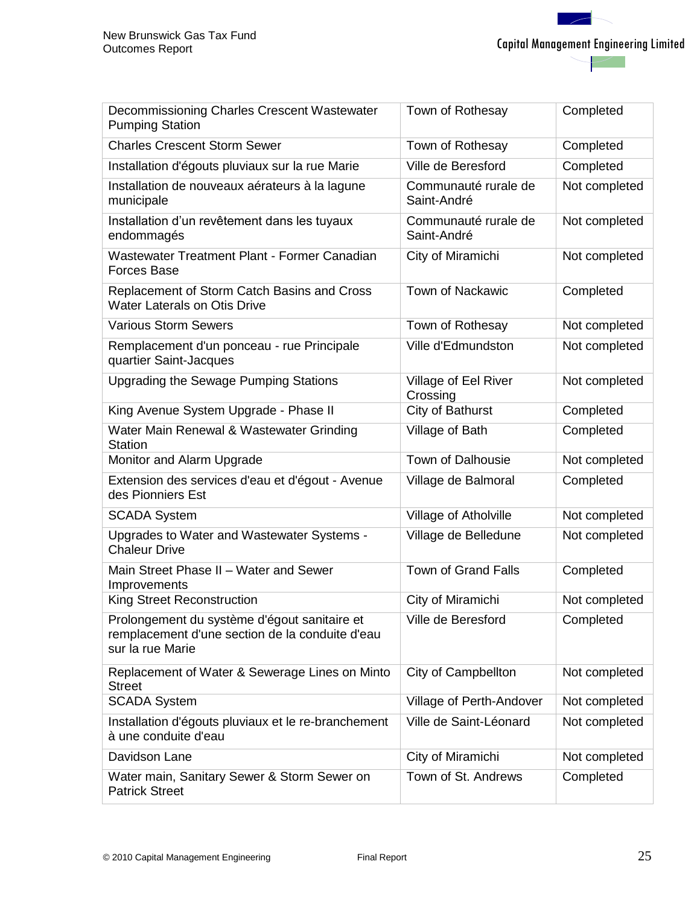| Decommissioning Charles Crescent Wastewater Pumping Station | Town of Rothesay | Completed |
|---|---|---|
| Charles Crescent Storm Sewer | Town of Rothesay | Completed |
| Installation d'égouts pluviaux sur la rue Marie | Ville de Beresford | Completed |
| Installation de nouveaux aérateurs à la lagune municipale | Communauté rurale de Saint-André | Not completed |
| Installation d'un revêtement dans les tuyaux endommagés | Communauté rurale de Saint-André | Not completed |
| Wastewater Treatment Plant - Former Canadian Forces Base | City of Miramichi | Not completed |
| Replacement of Storm Catch Basins and Cross Water Laterals on Otis Drive | Town of Nackawic | Completed |
| Various Storm Sewers | Town of Rothesay | Not completed |
| Remplacement d'un ponceau - rue Principale quartier Saint-Jacques | Ville d'Edmundston | Not completed |
| Upgrading the Sewage Pumping Stations | Village of Eel River Crossing | Not completed |
| King Avenue System Upgrade - Phase II | City of Bathurst | Completed |
| Water Main Renewal & Wastewater Grinding Station | Village of Bath | Completed |
| Monitor and Alarm Upgrade | Town of Dalhousie | Not completed |
| Extension des services d'eau et d'égout - Avenue des Pionniers Est | Village de Balmoral | Completed |
| SCADA System | Village of Atholville | Not completed |
| Upgrades to Water and Wastewater Systems - Chaleur Drive | Village de Belledune | Not completed |
| Main Street Phase II – Water and Sewer Improvements | Town of Grand Falls | Completed |
| King Street Reconstruction | City of Miramichi | Not completed |
| Prolongement du système d'égout sanitaire et remplacement d'une section de la conduite d'eau sur la rue Marie | Ville de Beresford | Completed |
| Replacement of Water & Sewerage Lines on Minto Street | City of Campbellton | Not completed |
| SCADA System | Village of Perth-Andover | Not completed |
| Installation d'égouts pluviaux et le re-branchement à une conduite d'eau | Ville de Saint-Léonard | Not completed |
| Davidson Lane | City of Miramichi | Not completed |
| Water main, Sanitary Sewer & Storm Sewer on Patrick Street | Town of St. Andrews | Completed |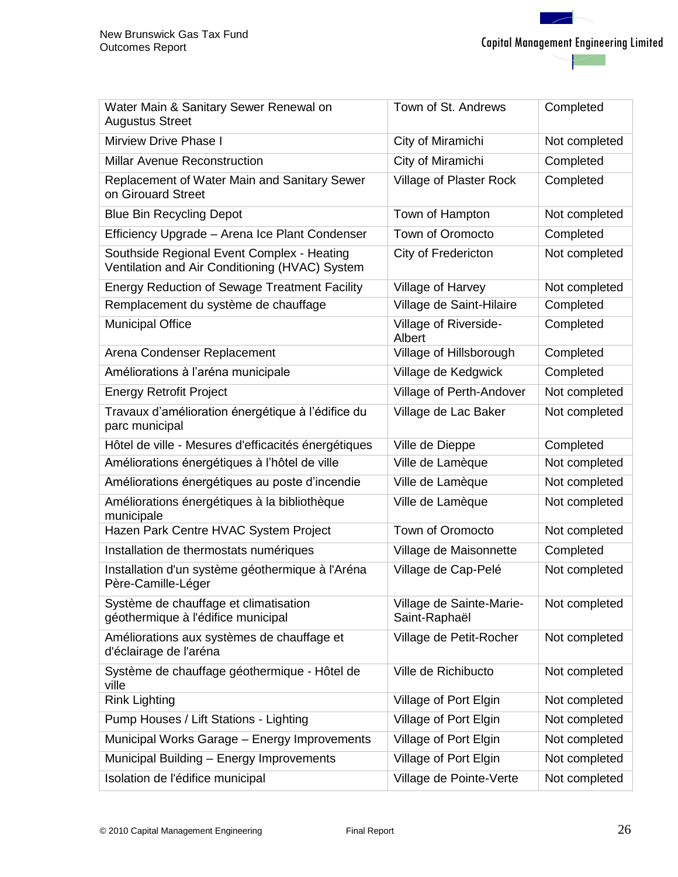| | | |
|---|---|---|
| Water Main & Sanitary Sewer Renewal on Augustus Street | Town of St. Andrews | Completed |
| Mirview Drive Phase I | City of Miramichi | Not completed |
| Millar Avenue Reconstruction | City of Miramichi | Completed |
| Replacement of Water Main and Sanitary Sewer on Girouard Street | Village of Plaster Rock | Completed |
| Blue Bin Recycling Depot | Town of Hampton | Not completed |
| Efficiency Upgrade – Arena Ice Plant Condenser | Town of Oromocto | Completed |
| Southside Regional Event Complex - Heating Ventilation and Air Conditioning (HVAC) System | City of Fredericton | Not completed |
| Energy Reduction of Sewage Treatment Facility | Village of Harvey | Not completed |
| Remplacement du système de chauffage | Village de Saint-Hilaire | Completed |
| Municipal Office | Village of Riverside-Albert | Completed |
| Arena Condenser Replacement | Village of Hillsborough | Completed |
| Améliorations à l'aréna municipale | Village de Kedgwick | Completed |
| Energy Retrofit Project | Village of Perth-Andover | Not completed |
| Travaux d'amélioration énergétique à l'édifice du parc municipal | Village de Lac Baker | Not completed |
| Hôtel de ville - Mesures d'efficacités énergétiques | Ville de Dieppe | Completed |
| Améliorations énergétiques à l'hôtel de ville | Ville de Lamèque | Not completed |
| Améliorations énergétiques au poste d'incendie | Ville de Lamèque | Not completed |
| Améliorations énergétiques à la bibliothèque municipale | Ville de Lamèque | Not completed |
| Hazen Park Centre HVAC System Project | Town of Oromocto | Not completed |
| Installation de thermostats numériques | Village de Maisonnette | Completed |
| Installation d'un système géothermique à l'Aréna Père-Camille-Léger | Village de Cap-Pelé | Not completed |
| Système de chauffage et climatisation géothermique à l'édifice municipal | Village de Sainte-Marie-Saint-Raphaël | Not completed |
| Améliorations aux systèmes de chauffage et d'éclairage de l'aréna | Village de Petit-Rocher | Not completed |
| Système de chauffage géothermique - Hôtel de ville | Ville de Richibucto | Not completed |
| Rink Lighting | Village of Port Elgin | Not completed |
| Pump Houses / Lift Stations - Lighting | Village of Port Elgin | Not completed |
| Municipal Works Garage – Energy Improvements | Village of Port Elgin | Not completed |
| Municipal Building – Energy Improvements | Village of Port Elgin | Not completed |
| Isolation de l'édifice municipal | Village de Pointe-Verte | Not completed |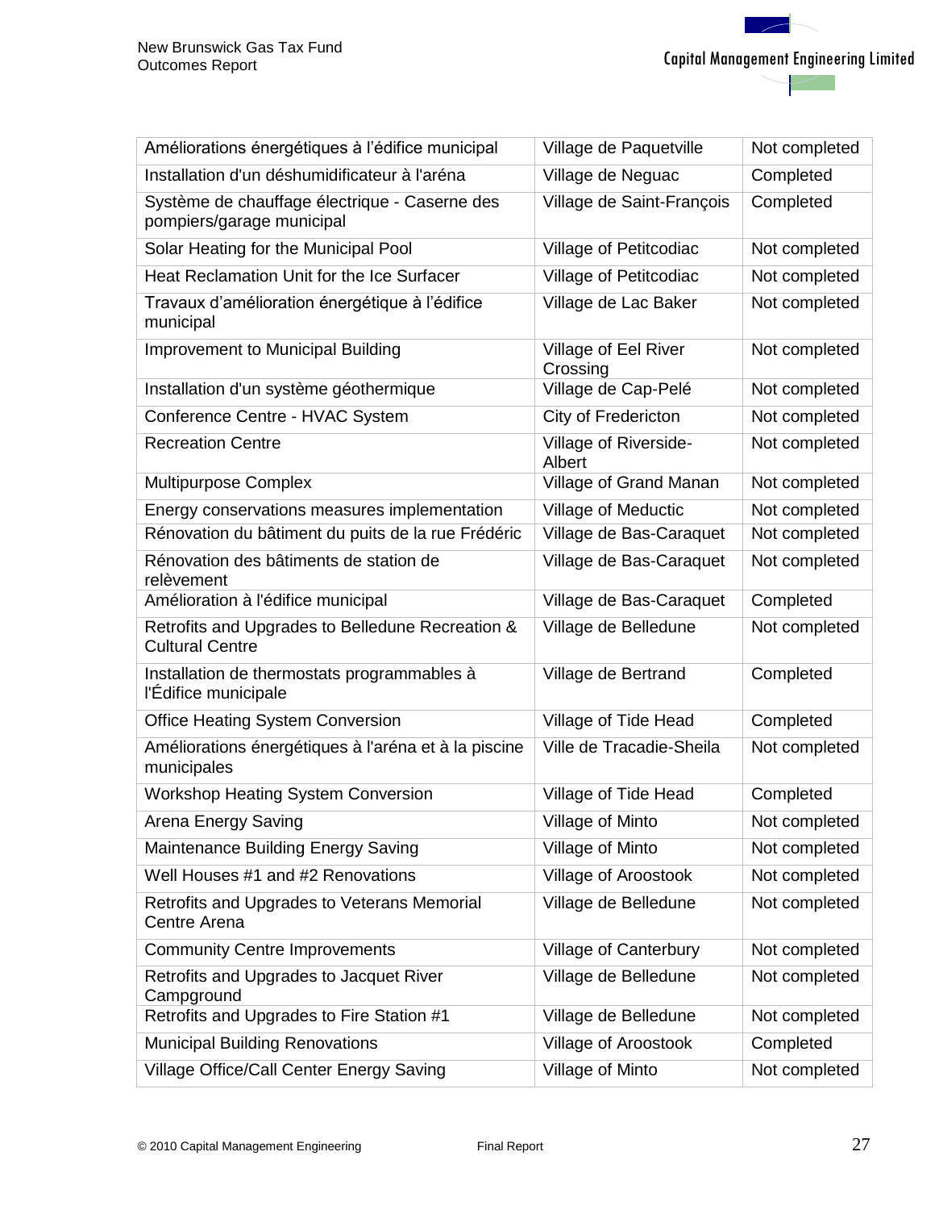| | | |
|---|---|---|
| Améliorations énergétiques à l'édifice municipal | Village de Paquetville | Not completed |
| Installation d'un déshumidificateur à l'aréna | Village de Neguac | Completed |
| Système de chauffage électrique - Caserne des pompiers/garage municipal | Village de Saint-François | Completed |
| Solar Heating for the Municipal Pool | Village of Petitcodiac | Not completed |
| Heat Reclamation Unit for the Ice Surfacer | Village of Petitcodiac | Not completed |
| Travaux d'amélioration énergétique à l'édifice municipal | Village de Lac Baker | Not completed |
| Improvement to Municipal Building | Village of Eel River Crossing | Not completed |
| Installation d'un système géothermique | Village de Cap-Pelé | Not completed |
| Conference Centre - HVAC System | City of Fredericton | Not completed |
| Recreation Centre | Village of Riverside-Albert | Not completed |
| Multipurpose Complex | Village of Grand Manan | Not completed |
| Energy conservations measures implementation | Village of Meductic | Not completed |
| Rénovation du bâtiment du puits de la rue Frédéric | Village de Bas-Caraquet | Not completed |
| Rénovation des bâtiments de station de relèvement | Village de Bas-Caraquet | Not completed |
| Amélioration à l'édifice municipal | Village de Bas-Caraquet | Completed |
| Retrofits and Upgrades to Belledune Recreation & Cultural Centre | Village de Belledune | Not completed |
| Installation de thermostats programmables à l'Édifice municipale | Village de Bertrand | Completed |
| Office Heating System Conversion | Village of Tide Head | Completed |
| Améliorations énergétiques à l'aréna et à la piscine municipales | Ville de Tracadie-Sheila | Not completed |
| Workshop Heating System Conversion | Village of Tide Head | Completed |
| Arena Energy Saving | Village of Minto | Not completed |
| Maintenance Building Energy Saving | Village of Minto | Not completed |
| Well Houses #1 and #2 Renovations | Village of Aroostook | Not completed |
| Retrofits and Upgrades to Veterans Memorial Centre Arena | Village de Belledune | Not completed |
| Community Centre Improvements | Village of Canterbury | Not completed |
| Retrofits and Upgrades to Jacquet River Campground | Village de Belledune | Not completed |
| Retrofits and Upgrades to Fire Station #1 | Village de Belledune | Not completed |
| Municipal Building Renovations | Village of Aroostook | Completed |
| Village Office/Call Center Energy Saving | Village of Minto | Not completed |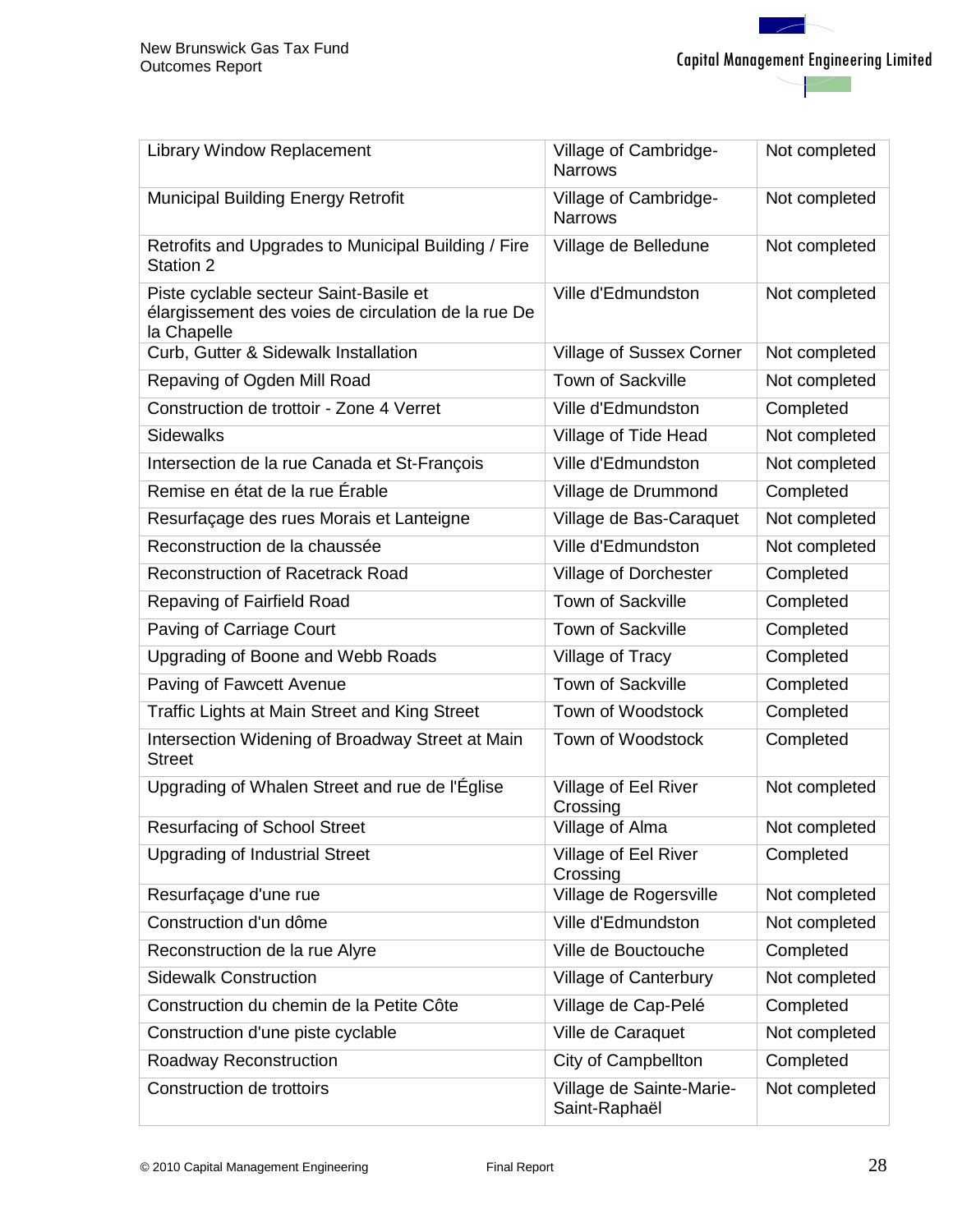| Library Window Replacement | Village of Cambridge-Narrows | Not completed |
|---|---|---|
| Municipal Building Energy Retrofit | Village of Cambridge-Narrows | Not completed |
| Retrofits and Upgrades to Municipal Building / Fire Station 2 | Village de Belledune | Not completed |
| Piste cyclable secteur Saint-Basile et élargissement des voies de circulation de la rue De la Chapelle | Ville d'Edmundston | Not completed |
| Curb, Gutter & Sidewalk Installation | Village of Sussex Corner | Not completed |
| Repaving of Ogden Mill Road | Town of Sackville | Not completed |
| Construction de trottoir - Zone 4 Verret | Ville d'Edmundston | Completed |
| Sidewalks | Village of Tide Head | Not completed |
| Intersection de la rue Canada et St-François | Ville d'Edmundston | Not completed |
| Remise en état de la rue Érable | Village de Drummond | Completed |
| Resurfaçage des rues Morais et Lanteigne | Village de Bas-Caraquet | Not completed |
| Reconstruction de la chaussée | Ville d'Edmundston | Not completed |
| Reconstruction of Racetrack Road | Village of Dorchester | Completed |
| Repaving of Fairfield Road | Town of Sackville | Completed |
| Paving of Carriage Court | Town of Sackville | Completed |
| Upgrading of Boone and Webb Roads | Village of Tracy | Completed |
| Paving of Fawcett Avenue | Town of Sackville | Completed |
| Traffic Lights at Main Street and King Street | Town of Woodstock | Completed |
| Intersection Widening of Broadway Street at Main Street | Town of Woodstock | Completed |
| Upgrading of Whalen Street and rue de l'Église | Village of Eel River Crossing | Not completed |
| Resurfacing of School Street | Village of Alma | Not completed |
| Upgrading of Industrial Street | Village of Eel River Crossing | Completed |
| Resurfaçage d'une rue | Village de Rogersville | Not completed |
| Construction d'un dôme | Ville d'Edmundston | Not completed |
| Reconstruction de la rue Alyre | Ville de Bouctouche | Completed |
| Sidewalk Construction | Village of Canterbury | Not completed |
| Construction du chemin de la Petite Côte | Village de Cap-Pelé | Completed |
| Construction d'une piste cyclable | Ville de Caraquet | Not completed |
| Roadway Reconstruction | City of Campbellton | Completed |
| Construction de trottoirs | Village de Sainte-Marie-Saint-Raphaël | Not completed |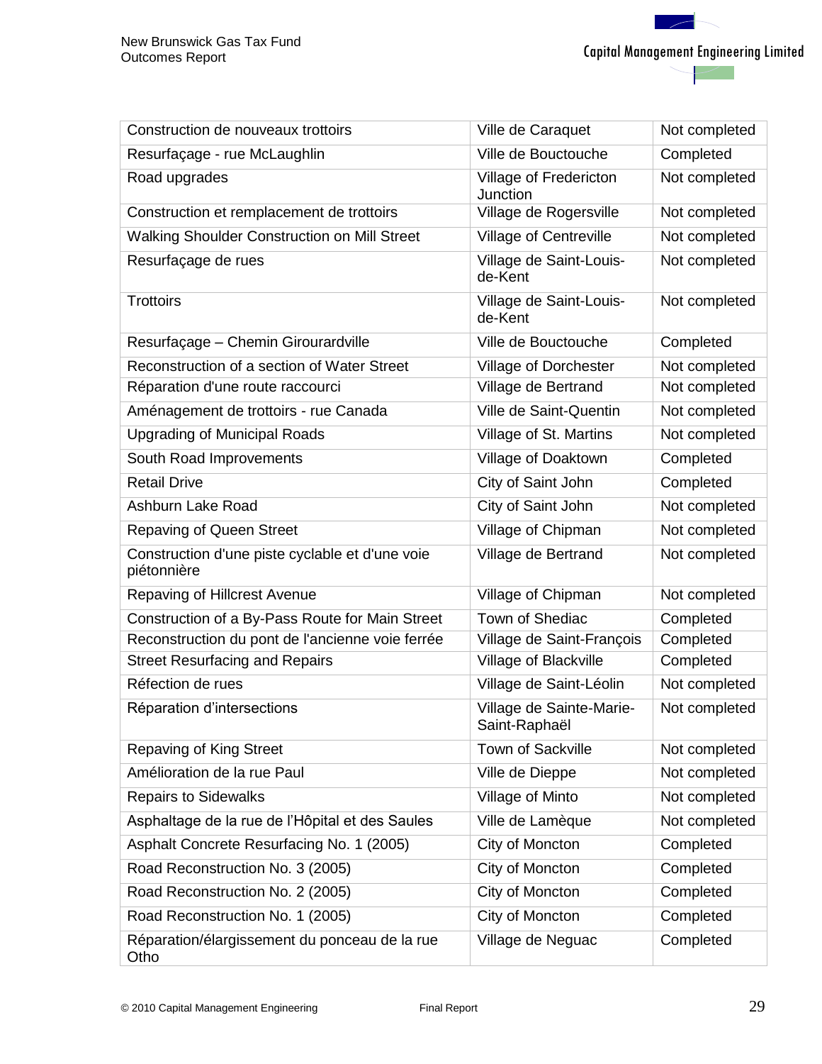| Construction de nouveaux trottoirs | Ville de Caraquet | Not completed |
|---|---|---|
| Resurfaçage - rue McLaughlin | Ville de Bouctouche | Completed |
| Road upgrades | Village of Fredericton Junction | Not completed |
| Construction et remplacement de trottoirs | Village de Rogersville | Not completed |
| Walking Shoulder Construction on Mill Street | Village of Centreville | Not completed |
| Resurfaçage de rues | Village de Saint-Louis-de-Kent | Not completed |
| Trottoirs | Village de Saint-Louis-de-Kent | Not completed |
| Resurfaçage – Chemin Girourardville | Ville de Bouctouche | Completed |
| Reconstruction of a section of Water Street | Village of Dorchester | Not completed |
| Réparation d'une route raccourci | Village de Bertrand | Not completed |
| Aménagement de trottoirs - rue Canada | Ville de Saint-Quentin | Not completed |
| Upgrading of Municipal Roads | Village of St. Martins | Not completed |
| South Road Improvements | Village of Doaktown | Completed |
| Retail Drive | City of Saint John | Completed |
| Ashburn Lake Road | City of Saint John | Not completed |
| Repaving of Queen Street | Village of Chipman | Not completed |
| Construction d'une piste cyclable et d'une voie piétonnière | Village de Bertrand | Not completed |
| Repaving of Hillcrest Avenue | Village of Chipman | Not completed |
| Construction of a By-Pass Route for Main Street | Town of Shediac | Completed |
| Reconstruction du pont de l'ancienne voie ferrée | Village de Saint-François | Completed |
| Street Resurfacing and Repairs | Village of Blackville | Completed |
| Réfection de rues | Village de Saint-Léolin | Not completed |
| Réparation d’intersections | Village de Sainte-Marie-Saint-Raphaël | Not completed |
| Repaving of King Street | Town of Sackville | Not completed |
| Amélioration de la rue Paul | Ville de Dieppe | Not completed |
| Repairs to Sidewalks | Village of Minto | Not completed |
| Asphaltage de la rue de l’Hôpital et des Saules | Ville de Lamèque | Not completed |
| Asphalt Concrete Resurfacing No. 1 (2005) | City of Moncton | Completed |
| Road Reconstruction No. 3 (2005) | City of Moncton | Completed |
| Road Reconstruction No. 2 (2005) | City of Moncton | Completed |
| Road Reconstruction No. 1 (2005) | City of Moncton | Completed |
| Réparation/élargissement du ponceau de la rue Otho | Village de Neguac | Completed |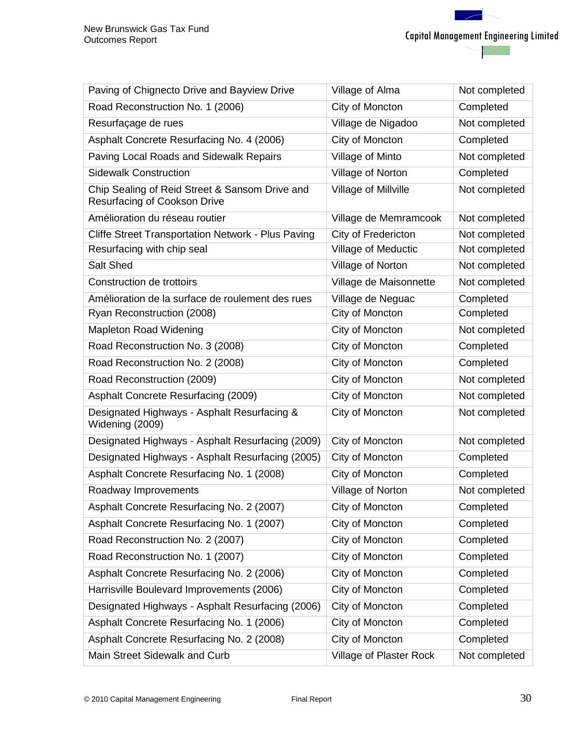| | | |
|---|---|---|
| Paving of Chignecto Drive and Bayview Drive | Village of Alma | Not completed |
| Road Reconstruction No. 1 (2006) | City of Moncton | Completed |
| Resurfaçage de rues | Village de Nigadoo | Not completed |
| Asphalt Concrete Resurfacing No. 4 (2006) | City of Moncton | Completed |
| Paving Local Roads and Sidewalk Repairs | Village of Minto | Not completed |
| Sidewalk Construction | Village of Norton | Completed |
| Chip Sealing of Reid Street & Sansom Drive and Resurfacing of Cookson Drive | Village of Millville | Not completed |
| Amélioration du réseau routier | Village de Memramcook | Not completed |
| Cliffe Street Transportation Network - Plus Paving | City of Fredericton | Not completed |
| Resurfacing with chip seal | Village of Meductic | Not completed |
| Salt Shed | Village of Norton | Not completed |
| Construction de trottoirs | Village de Maisonnette | Not completed |
| Amélioration de la surface de roulement des rues | Village de Neguac | Completed |
| Ryan Reconstruction (2008) | City of Moncton | Completed |
| Mapleton Road Widening | City of Moncton | Not completed |
| Road Reconstruction No. 3 (2008) | City of Moncton | Completed |
| Road Reconstruction No. 2 (2008) | City of Moncton | Completed |
| Road Reconstruction (2009) | City of Moncton | Not completed |
| Asphalt Concrete Resurfacing (2009) | City of Moncton | Not completed |
| Designated Highways - Asphalt Resurfacing & Widening (2009) | City of Moncton | Not completed |
| Designated Highways - Asphalt Resurfacing (2009) | City of Moncton | Not completed |
| Designated Highways - Asphalt Resurfacing (2005) | City of Moncton | Completed |
| Asphalt Concrete Resurfacing No. 1 (2008) | City of Moncton | Completed |
| Roadway Improvements | Village of Norton | Not completed |
| Asphalt Concrete Resurfacing No. 2 (2007) | City of Moncton | Completed |
| Asphalt Concrete Resurfacing No. 1 (2007) | City of Moncton | Completed |
| Road Reconstruction No. 2 (2007) | City of Moncton | Completed |
| Road Reconstruction No. 1 (2007) | City of Moncton | Completed |
| Asphalt Concrete Resurfacing No. 2 (2006) | City of Moncton | Completed |
| Harrisville Boulevard Improvements (2006) | City of Moncton | Completed |
| Designated Highways - Asphalt Resurfacing (2006) | City of Moncton | Completed |
| Asphalt Concrete Resurfacing No. 1 (2006) | City of Moncton | Completed |
| Asphalt Concrete Resurfacing No. 2 (2008) | City of Moncton | Completed |
| Main Street Sidewalk and Curb | Village of Plaster Rock | Not completed |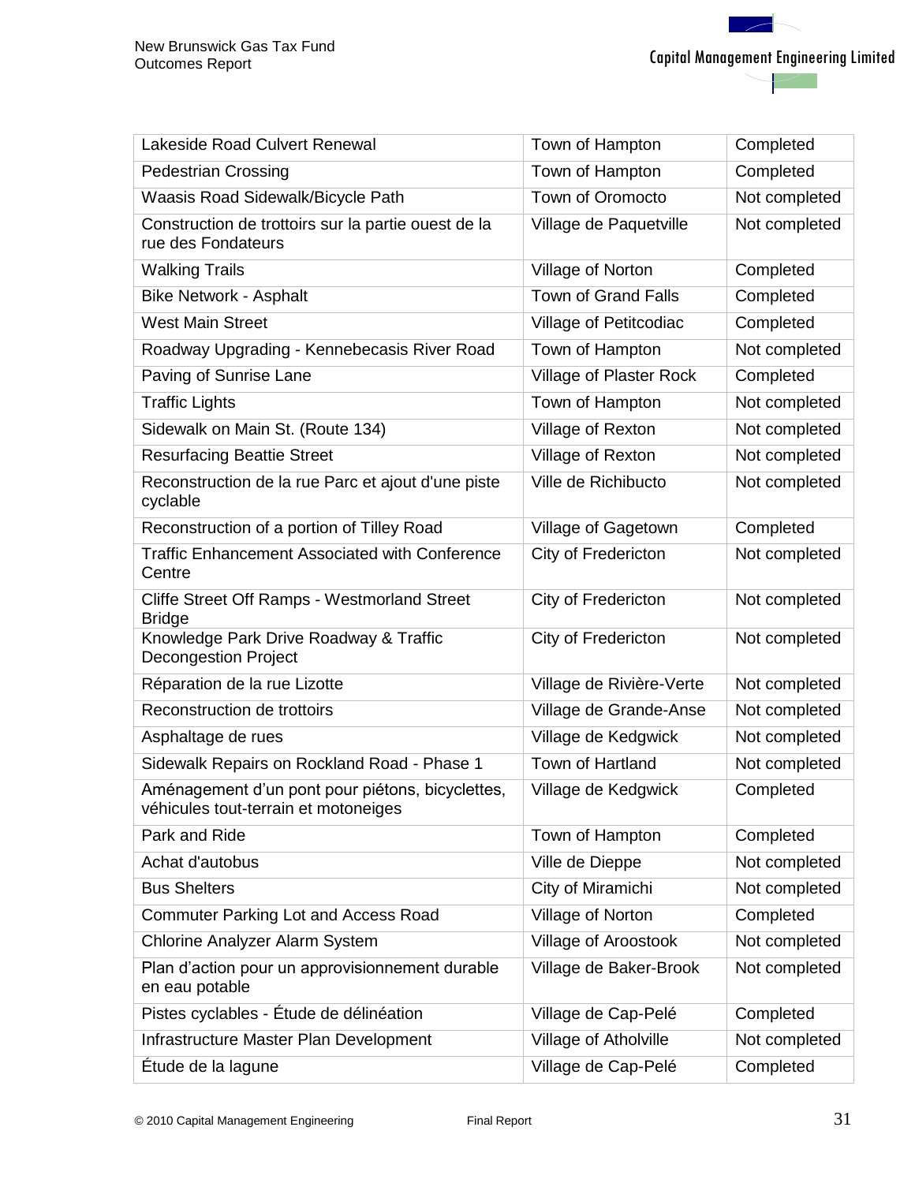| | | |
|---|---|---|
| Lakeside Road Culvert Renewal | Town of Hampton | Completed |
| Pedestrian Crossing | Town of Hampton | Completed |
| Waasis Road Sidewalk/Bicycle Path | Town of Oromocto | Not completed |
| Construction de trottoirs sur la partie ouest de la rue des Fondateurs | Village de Paquetville | Not completed |
| Walking Trails | Village of Norton | Completed |
| Bike Network - Asphalt | Town of Grand Falls | Completed |
| West Main Street | Village of Petitcodiac | Completed |
| Roadway Upgrading - Kennebecasis River Road | Town of Hampton | Not completed |
| Paving of Sunrise Lane | Village of Plaster Rock | Completed |
| Traffic Lights | Town of Hampton | Not completed |
| Sidewalk on Main St. (Route 134) | Village of Rexton | Not completed |
| Resurfacing Beattie Street | Village of Rexton | Not completed |
| Reconstruction de la rue Parc et ajout d'une piste cyclable | Ville de Richibucto | Not completed |
| Reconstruction of a portion of Tilley Road | Village of Gagetown | Completed |
| Traffic Enhancement Associated with Conference Centre | City of Fredericton | Not completed |
| Cliffe Street Off Ramps - Westmorland Street Bridge | City of Fredericton | Not completed |
| Knowledge Park Drive Roadway & Traffic Decongestion Project | City of Fredericton | Not completed |
| Réparation de la rue Lizotte | Village de Rivière-Verte | Not completed |
| Reconstruction de trottoirs | Village de Grande-Anse | Not completed |
| Asphaltage de rues | Village de Kedgwick | Not completed |
| Sidewalk Repairs on Rockland Road - Phase 1 | Town of Hartland | Not completed |
| Aménagement d'un pont pour piétons, bicyclettes, véhicules tout-terrain et motoneiges | Village de Kedgwick | Completed |
| Park and Ride | Town of Hampton | Completed |
| Achat d'autobus | Ville de Dieppe | Not completed |
| Bus Shelters | City of Miramichi | Not completed |
| Commuter Parking Lot and Access Road | Village of Norton | Completed |
| Chlorine Analyzer Alarm System | Village of Aroostook | Not completed |
| Plan d'action pour un approvisionnement durable en eau potable | Village de Baker-Brook | Not completed |
| Pistes cyclables - Étude de délinéation | Village de Cap-Pelé | Completed |
| Infrastructure Master Plan Development | Village of Atholville | Not completed |
| Étude de la lagune | Village de Cap-Pelé | Completed |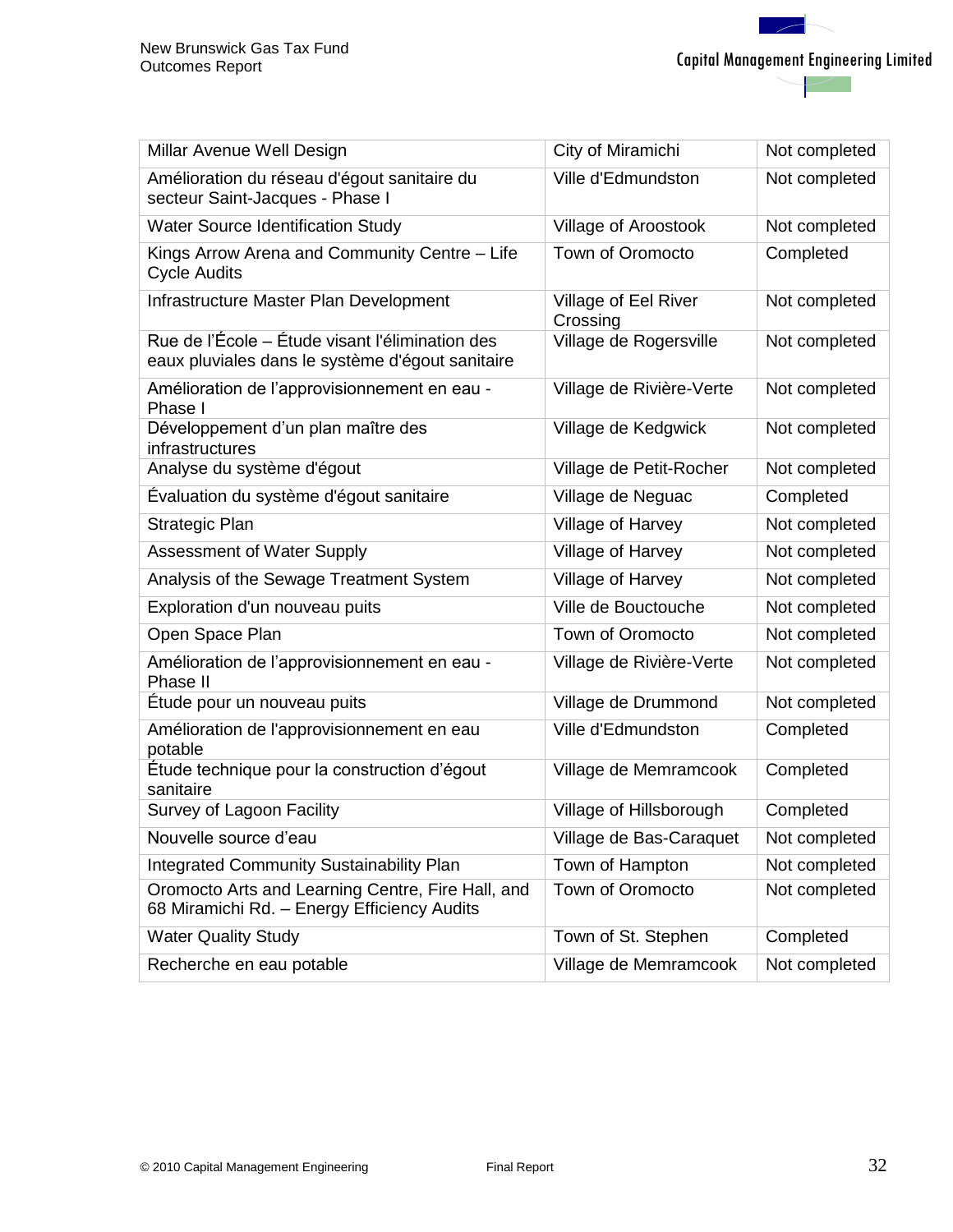| | | |
|---|---|---|
| Millar Avenue Well Design | City of Miramichi | Not completed |
| Amélioration du réseau d'égout sanitaire du secteur Saint-Jacques - Phase I | Ville d'Edmundston | Not completed |
| Water Source Identification Study | Village of Aroostook | Not completed |
| Kings Arrow Arena and Community Centre – Life Cycle Audits | Town of Oromocto | Completed |
| Infrastructure Master Plan Development | Village of Eel River Crossing | Not completed |
| Rue de l'École – Étude visant l'élimination des eaux pluviales dans le système d'égout sanitaire | Village de Rogersville | Not completed |
| Amélioration de l'approvisionnement en eau - Phase I | Village de Rivière-Verte | Not completed |
| Développement d'un plan maître des infrastructures | Village de Kedgwick | Not completed |
| Analyse du système d'égout | Village de Petit-Rocher | Not completed |
| Évaluation du système d'égout sanitaire | Village de Neguac | Completed |
| Strategic Plan | Village of Harvey | Not completed |
| Assessment of Water Supply | Village of Harvey | Not completed |
| Analysis of the Sewage Treatment System | Village of Harvey | Not completed |
| Exploration d'un nouveau puits | Ville de Bouctouche | Not completed |
| Open Space Plan | Town of Oromocto | Not completed |
| Amélioration de l'approvisionnement en eau - Phase II | Village de Rivière-Verte | Not completed |
| Étude pour un nouveau puits | Village de Drummond | Not completed |
| Amélioration de l'approvisionnement en eau potable | Ville d'Edmundston | Completed |
| Étude technique pour la construction d'égout sanitaire | Village de Memramcook | Completed |
| Survey of Lagoon Facility | Village of Hillsborough | Completed |
| Nouvelle source d'eau | Village de Bas-Caraquet | Not completed |
| Integrated Community Sustainability Plan | Town of Hampton | Not completed |
| Oromocto Arts and Learning Centre, Fire Hall, and 68 Miramichi Rd. – Energy Efficiency Audits | Town of Oromocto | Not completed |
| Water Quality Study | Town of St. Stephen | Completed |
| Recherche en eau potable | Village de Memramcook | Not completed |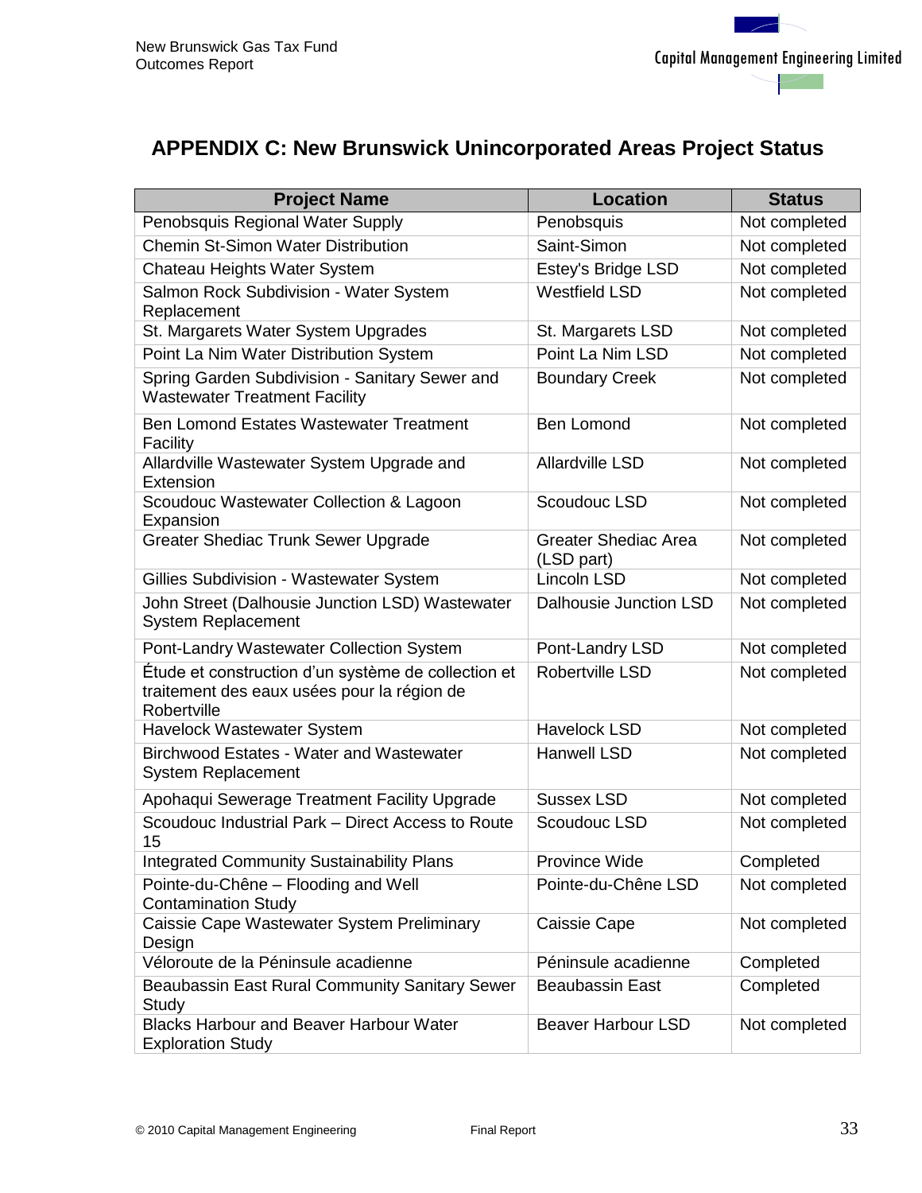## APPENDIX C: New Brunswick Unincorporated Areas Project Status

| Project Name | Location | Status |
|---|---|---|
| Penobsquis Regional Water Supply | Penobsquis | Not completed |
| Chemin St-Simon Water Distribution | Saint-Simon | Not completed |
| Chateau Heights Water System | Estey's Bridge LSD | Not completed |
| Salmon Rock Subdivision - Water System Replacement | Westfield LSD | Not completed |
| St. Margarets Water System Upgrades | St. Margarets LSD | Not completed |
| Point La Nim Water Distribution System | Point La Nim LSD | Not completed |
| Spring Garden Subdivision - Sanitary Sewer and Wastewater Treatment Facility | Boundary Creek | Not completed |
| Ben Lomond Estates Wastewater Treatment Facility | Ben Lomond | Not completed |
| Allardville Wastewater System Upgrade and Extension | Allardville LSD | Not completed |
| Scoudouc Wastewater Collection & Lagoon Expansion | Scoudouc LSD | Not completed |
| Greater Shediac Trunk Sewer Upgrade | Greater Shediac Area (LSD part) | Not completed |
| Gillies Subdivision - Wastewater System | Lincoln LSD | Not completed |
| John Street (Dalhousie Junction LSD) Wastewater System Replacement | Dalhousie Junction LSD | Not completed |
| Pont-Landry Wastewater Collection System | Pont-Landry LSD | Not completed |
| Étude et construction d'un système de collection et traitement des eaux usées pour la région de Robertville | Robertville LSD | Not completed |
| Havelock Wastewater System | Havelock LSD | Not completed |
| Birchwood Estates - Water and Wastewater System Replacement | Hanwell LSD | Not completed |
| Apohaqui Sewerage Treatment Facility Upgrade | Sussex LSD | Not completed |
| Scoudouc Industrial Park – Direct Access to Route 15 | Scoudouc LSD | Not completed |
| Integrated Community Sustainability Plans | Province Wide | Completed |
| Pointe-du-Chêne – Flooding and Well Contamination Study | Pointe-du-Chêne LSD | Not completed |
| Caissie Cape Wastewater System Preliminary Design | Caissie Cape | Not completed |
| Véloroute de la Péninsule acadienne | Péninsule acadienne | Completed |
| Beaubassin East Rural Community Sanitary Sewer Study | Beaubassin East | Completed |
| Blacks Harbour and Beaver Harbour Water Exploration Study | Beaver Harbour LSD | Not completed |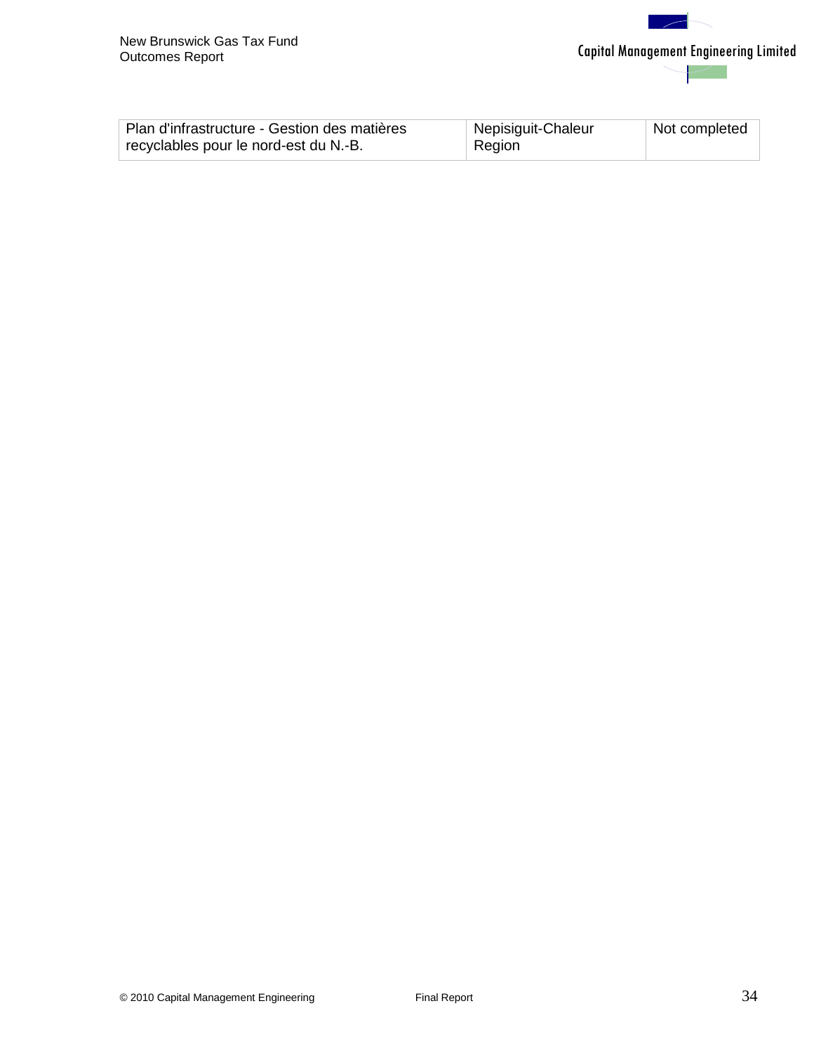| | | |
|---|---|---|
| Plan d'infrastructure - Gestion des matières recyclables pour le nord-est du N.-B. | Nepisiguit-Chaleur Region | Not completed |